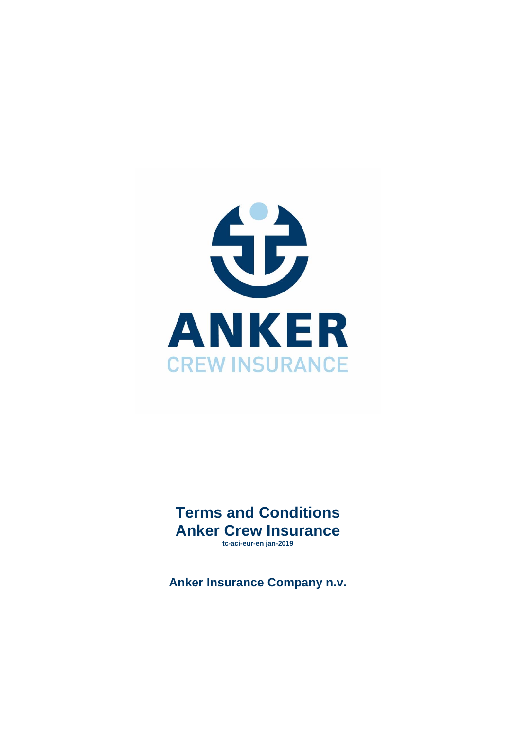ANKER

CREW INSURANCE

# Terms and Conditions
# Anker Crew Insurance

**tc-aci-eur-en jan-2019**

**Anker Insurance Company n.v.**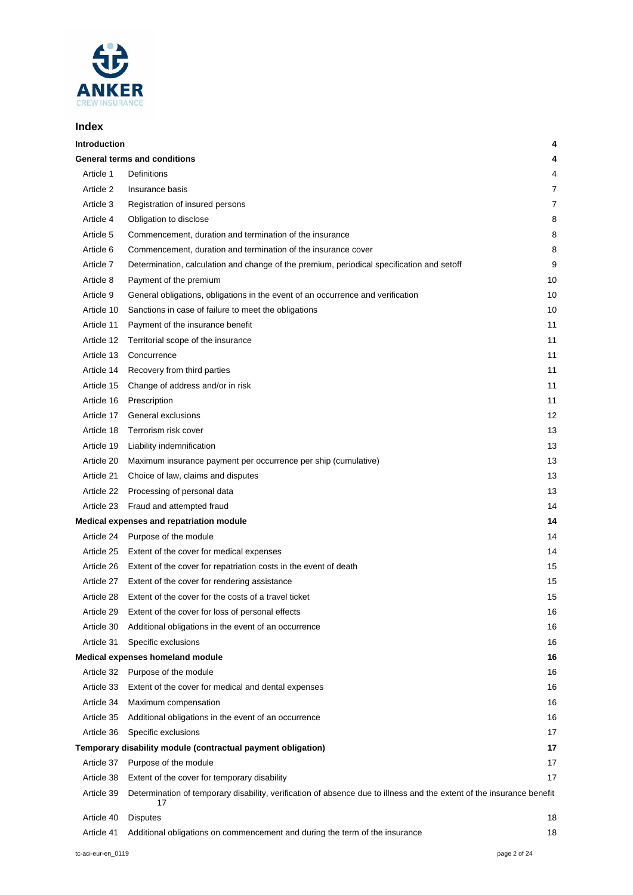## Index

| | | |
|---|---|---|
| **Introduction** | | **4** |
| **General terms and conditions** | | **4** |
| Article 1 | Definitions | 4 |
| Article 2 | Insurance basis | 7 |
| Article 3 | Registration of insured persons | 7 |
| Article 4 | Obligation to disclose | 8 |
| Article 5 | Commencement, duration and termination of the insurance | 8 |
| Article 6 | Commencement, duration and termination of the insurance cover | 8 |
| Article 7 | Determination, calculation and change of the premium, periodical specification and setoff | 9 |
| Article 8 | Payment of the premium | 10 |
| Article 9 | General obligations, obligations in the event of an occurrence and verification | 10 |
| Article 10 | Sanctions in case of failure to meet the obligations | 10 |
| Article 11 | Payment of the insurance benefit | 11 |
| Article 12 | Territorial scope of the insurance | 11 |
| Article 13 | Concurrence | 11 |
| Article 14 | Recovery from third parties | 11 |
| Article 15 | Change of address and/or in risk | 11 |
| Article 16 | Prescription | 11 |
| Article 17 | General exclusions | 12 |
| Article 18 | Terrorism risk cover | 13 |
| Article 19 | Liability indemnification | 13 |
| Article 20 | Maximum insurance payment per occurrence per ship (cumulative) | 13 |
| Article 21 | Choice of law, claims and disputes | 13 |
| Article 22 | Processing of personal data | 13 |
| Article 23 | Fraud and attempted fraud | 14 |
| **Medical expenses and repatriation module** | | **14** |
| Article 24 | Purpose of the module | 14 |
| Article 25 | Extent of the cover for medical expenses | 14 |
| Article 26 | Extent of the cover for repatriation costs in the event of death | 15 |
| Article 27 | Extent of the cover for rendering assistance | 15 |
| Article 28 | Extent of the cover for the costs of a travel ticket | 15 |
| Article 29 | Extent of the cover for loss of personal effects | 16 |
| Article 30 | Additional obligations in the event of an occurrence | 16 |
| Article 31 | Specific exclusions | 16 |
| **Medical expenses homeland module** | | **16** |
| Article 32 | Purpose of the module | 16 |
| Article 33 | Extent of the cover for medical and dental expenses | 16 |
| Article 34 | Maximum compensation | 16 |
| Article 35 | Additional obligations in the event of an occurrence | 16 |
| Article 36 | Specific exclusions | 17 |
| **Temporary disability module (contractual payment obligation)** | | **17** |
| Article 37 | Purpose of the module | 17 |
| Article 38 | Extent of the cover for temporary disability | 17 |
| Article 39 | Determination of temporary disability, verification of absence due to illness and the extent of the insurance benefit | 17 |
| Article 40 | Disputes | 18 |
| Article 41 | Additional obligations on commencement and during the term of the insurance | 18 |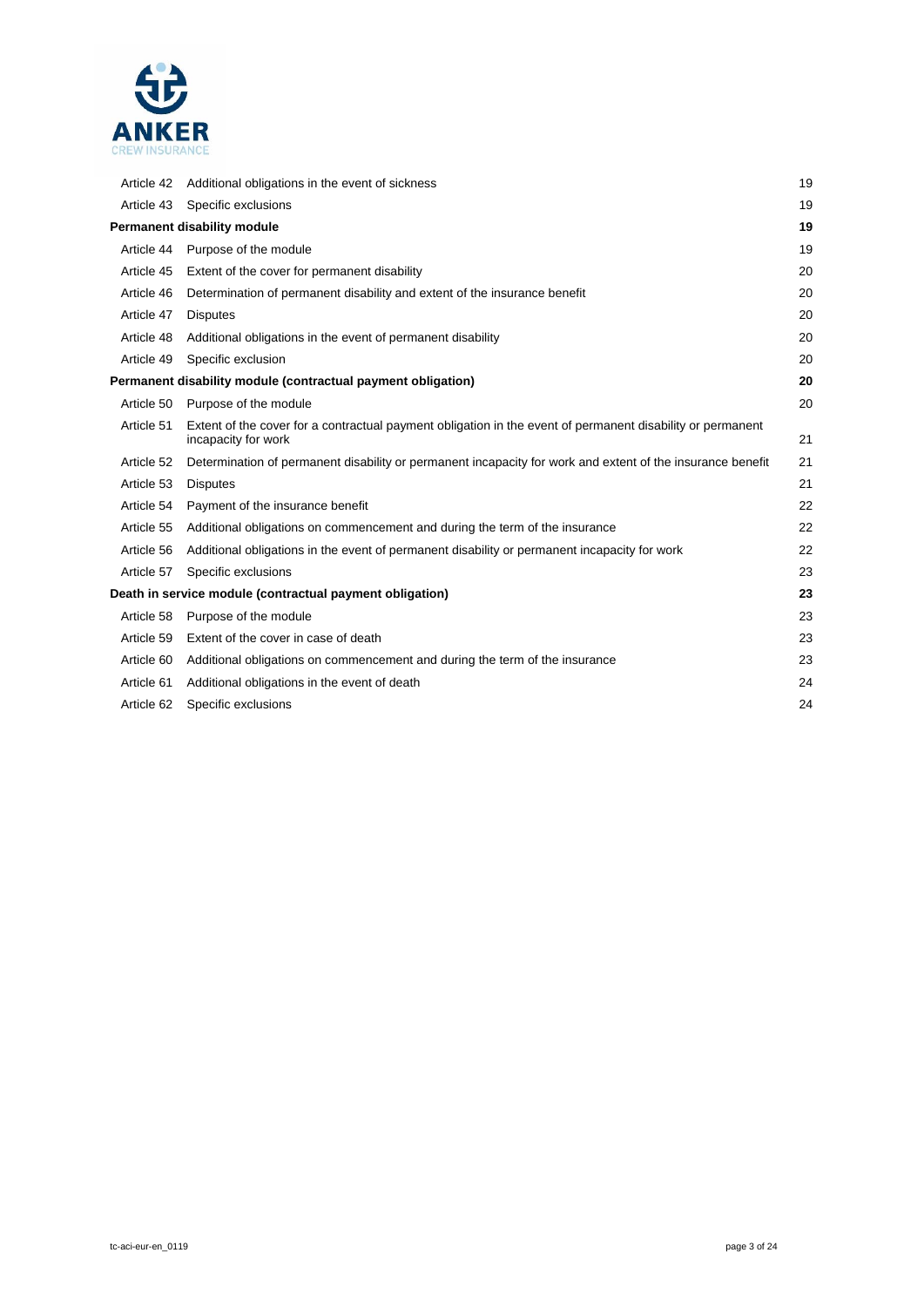| | | |
|---|---|---|
| Article 42 | Additional obligations in the event of sickness | 19 |
| Article 43 | Specific exclusions | 19 |
| **Permanent disability module** | | **19** |
| Article 44 | Purpose of the module | 19 |
| Article 45 | Extent of the cover for permanent disability | 20 |
| Article 46 | Determination of permanent disability and extent of the insurance benefit | 20 |
| Article 47 | Disputes | 20 |
| Article 48 | Additional obligations in the event of permanent disability | 20 |
| Article 49 | Specific exclusion | 20 |
| **Permanent disability module (contractual payment obligation)** | | **20** |
| Article 50 | Purpose of the module | 20 |
| Article 51 | Extent of the cover for a contractual payment obligation in the event of permanent disability or permanent incapacity for work | 21 |
| Article 52 | Determination of permanent disability or permanent incapacity for work and extent of the insurance benefit | 21 |
| Article 53 | Disputes | 21 |
| Article 54 | Payment of the insurance benefit | 22 |
| Article 55 | Additional obligations on commencement and during the term of the insurance | 22 |
| Article 56 | Additional obligations in the event of permanent disability or permanent incapacity for work | 22 |
| Article 57 | Specific exclusions | 23 |
| **Death in service module (contractual payment obligation)** | | **23** |
| Article 58 | Purpose of the module | 23 |
| Article 59 | Extent of the cover in case of death | 23 |
| Article 60 | Additional obligations on commencement and during the term of the insurance | 23 |
| Article 61 | Additional obligations in the event of death | 24 |
| Article 62 | Specific exclusions | 24 |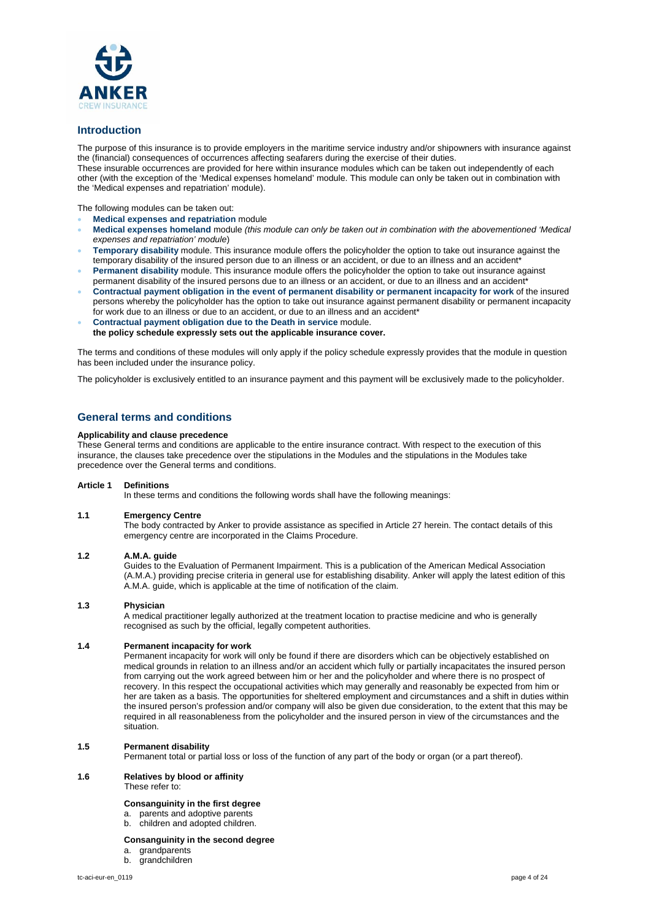## Introduction

The purpose of this insurance is to provide employers in the maritime service industry and/or shipowners with insurance against the (financial) consequences of occurrences affecting seafarers during the exercise of their duties.
These insurable occurrences are provided for here within insurance modules which can be taken out independently of each other (with the exception of the 'Medical expenses homeland' module. This module can only be taken out in combination with the 'Medical expenses and repatriation' module).

The following modules can be taken out:

- **Medical expenses and repatriation** module
- **Medical expenses homeland** module *(this module can only be taken out in combination with the abovementioned 'Medical expenses and repatriation' module*)
- **Temporary disability** module. This insurance module offers the policyholder the option to take out insurance against the temporary disability of the insured person due to an illness or an accident, or due to an illness and an accident*
- **Permanent disability** module. This insurance module offers the policyholder the option to take out insurance against permanent disability of the insured persons due to an illness or an accident, or due to an illness and an accident*
- **Contractual payment obligation in the event of permanent disability or permanent incapacity for work** of the insured persons whereby the policyholder has the option to take out insurance against permanent disability or permanent incapacity for work due to an illness or due to an accident, or due to an illness and an accident*
- **Contractual payment obligation due to the Death in service** module.
  **the policy schedule expressly sets out the applicable insurance cover.**

The terms and conditions of these modules will only apply if the policy schedule expressly provides that the module in question has been included under the insurance policy.

The policyholder is exclusively entitled to an insurance payment and this payment will be exclusively made to the policyholder.

## General terms and conditions

**Applicability and clause precedence**
These General terms and conditions are applicable to the entire insurance contract. With respect to the execution of this insurance, the clauses take precedence over the stipulations in the Modules and the stipulations in the Modules take precedence over the General terms and conditions.

### Article 1 Definitions

In these terms and conditions the following words shall have the following meanings:

**1.1 Emergency Centre**
The body contracted by Anker to provide assistance as specified in Article 27 herein. The contact details of this emergency centre are incorporated in the Claims Procedure.

**1.2 A.M.A. guide**
Guides to the Evaluation of Permanent Impairment. This is a publication of the American Medical Association (A.M.A.) providing precise criteria in general use for establishing disability. Anker will apply the latest edition of this A.M.A. guide, which is applicable at the time of notification of the claim.

**1.3 Physician**
A medical practitioner legally authorized at the treatment location to practise medicine and who is generally recognised as such by the official, legally competent authorities.

**1.4 Permanent incapacity for work**
Permanent incapacity for work will only be found if there are disorders which can be objectively established on medical grounds in relation to an illness and/or an accident which fully or partially incapacitates the insured person from carrying out the work agreed between him or her and the policyholder and where there is no prospect of recovery. In this respect the occupational activities which may generally and reasonably be expected from him or her are taken as a basis. The opportunities for sheltered employment and circumstances and a shift in duties within the insured person's profession and/or company will also be given due consideration, to the extent that this may be required in all reasonableness from the policyholder and the insured person in view of the circumstances and the situation.

**1.5 Permanent disability**
Permanent total or partial loss or loss of the function of any part of the body or organ (or a part thereof).

**1.6 Relatives by blood or affinity**
These refer to:

**Consanguinity in the first degree**

a. parents and adoptive parents
b. children and adopted children.

**Consanguinity in the second degree**

a. grandparents
b. grandchildren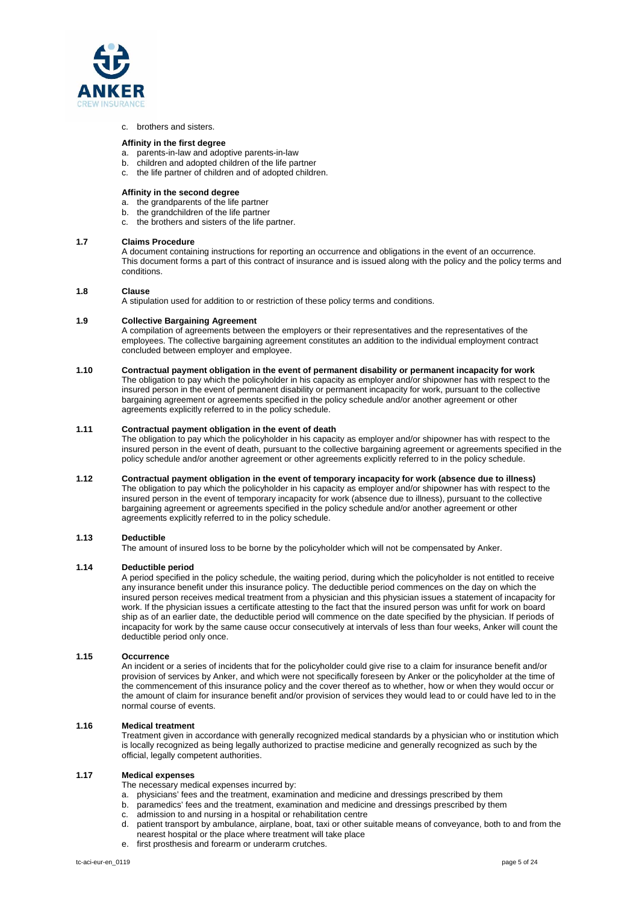c. brothers and sisters.

**Affinity in the first degree**

a. parents-in-law and adoptive parents-in-law
b. children and adopted children of the life partner
c. the life partner of children and of adopted children.

**Affinity in the second degree**

a. the grandparents of the life partner
b. the grandchildren of the life partner
c. the brothers and sisters of the life partner.

### 1.7 Claims Procedure

A document containing instructions for reporting an occurrence and obligations in the event of an occurrence. This document forms a part of this contract of insurance and is issued along with the policy and the policy terms and conditions.

### 1.8 Clause

A stipulation used for addition to or restriction of these policy terms and conditions.

### 1.9 Collective Bargaining Agreement

A compilation of agreements between the employers or their representatives and the representatives of the employees. The collective bargaining agreement constitutes an addition to the individual employment contract concluded between employer and employee.

### 1.10 Contractual payment obligation in the event of permanent disability or permanent incapacity for work

The obligation to pay which the policyholder in his capacity as employer and/or shipowner has with respect to the insured person in the event of permanent disability or permanent incapacity for work, pursuant to the collective bargaining agreement or agreements specified in the policy schedule and/or another agreement or other agreements explicitly referred to in the policy schedule.

### 1.11 Contractual payment obligation in the event of death

The obligation to pay which the policyholder in his capacity as employer and/or shipowner has with respect to the insured person in the event of death, pursuant to the collective bargaining agreement or agreements specified in the policy schedule and/or another agreement or other agreements explicitly referred to in the policy schedule.

### 1.12 Contractual payment obligation in the event of temporary incapacity for work (absence due to illness)

The obligation to pay which the policyholder in his capacity as employer and/or shipowner has with respect to the insured person in the event of temporary incapacity for work (absence due to illness), pursuant to the collective bargaining agreement or agreements specified in the policy schedule and/or another agreement or other agreements explicitly referred to in the policy schedule.

### 1.13 Deductible

The amount of insured loss to be borne by the policyholder which will not be compensated by Anker.

### 1.14 Deductible period

A period specified in the policy schedule, the waiting period, during which the policyholder is not entitled to receive any insurance benefit under this insurance policy. The deductible period commences on the day on which the insured person receives medical treatment from a physician and this physician issues a statement of incapacity for work. If the physician issues a certificate attesting to the fact that the insured person was unfit for work on board ship as of an earlier date, the deductible period will commence on the date specified by the physician. If periods of incapacity for work by the same cause occur consecutively at intervals of less than four weeks, Anker will count the deductible period only once.

### 1.15 Occurrence

An incident or a series of incidents that for the policyholder could give rise to a claim for insurance benefit and/or provision of services by Anker, and which were not specifically foreseen by Anker or the policyholder at the time of the commencement of this insurance policy and the cover thereof as to whether, how or when they would occur or the amount of claim for insurance benefit and/or provision of services they would lead to or could have led to in the normal course of events.

### 1.16 Medical treatment

Treatment given in accordance with generally recognized medical standards by a physician who or institution which is locally recognized as being legally authorized to practise medicine and generally recognized as such by the official, legally competent authorities.

### 1.17 Medical expenses

The necessary medical expenses incurred by:

a. physicians' fees and the treatment, examination and medicine and dressings prescribed by them
b. paramedics' fees and the treatment, examination and medicine and dressings prescribed by them
c. admission to and nursing in a hospital or rehabilitation centre
d. patient transport by ambulance, airplane, boat, taxi or other suitable means of conveyance, both to and from the nearest hospital or the place where treatment will take place
e. first prosthesis and forearm or underarm crutches.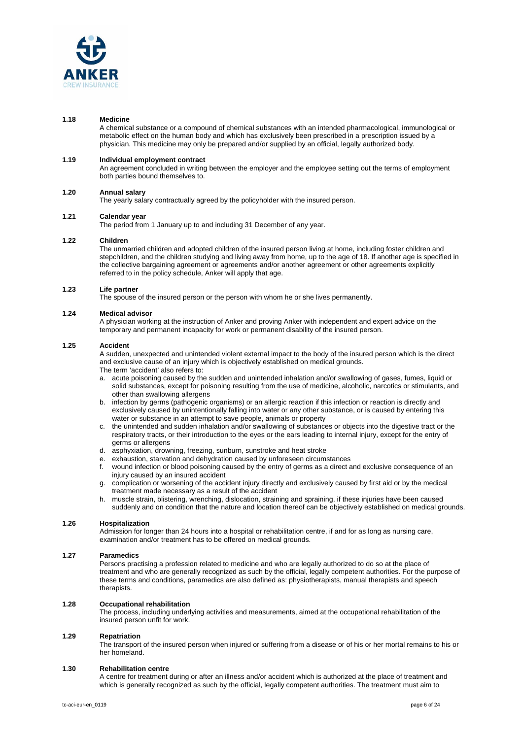### 1.18 Medicine

A chemical substance or a compound of chemical substances with an intended pharmacological, immunological or metabolic effect on the human body and which has exclusively been prescribed in a prescription issued by a physician. This medicine may only be prepared and/or supplied by an official, legally authorized body.

### 1.19 Individual employment contract

An agreement concluded in writing between the employer and the employee setting out the terms of employment both parties bound themselves to.

### 1.20 Annual salary

The yearly salary contractually agreed by the policyholder with the insured person.

### 1.21 Calendar year

The period from 1 January up to and including 31 December of any year.

### 1.22 Children

The unmarried children and adopted children of the insured person living at home, including foster children and stepchildren, and the children studying and living away from home, up to the age of 18. If another age is specified in the collective bargaining agreement or agreements and/or another agreement or other agreements explicitly referred to in the policy schedule, Anker will apply that age.

### 1.23 Life partner

The spouse of the insured person or the person with whom he or she lives permanently.

### 1.24 Medical advisor

A physician working at the instruction of Anker and proving Anker with independent and expert advice on the temporary and permanent incapacity for work or permanent disability of the insured person.

### 1.25 Accident

A sudden, unexpected and unintended violent external impact to the body of the insured person which is the direct and exclusive cause of an injury which is objectively established on medical grounds.
The term 'accident' also refers to:

a. acute poisoning caused by the sudden and unintended inhalation and/or swallowing of gases, fumes, liquid or solid substances, except for poisoning resulting from the use of medicine, alcoholic, narcotics or stimulants, and other than swallowing allergens
b. infection by germs (pathogenic organisms) or an allergic reaction if this infection or reaction is directly and exclusively caused by unintentionally falling into water or any other substance, or is caused by entering this water or substance in an attempt to save people, animals or property
c. the unintended and sudden inhalation and/or swallowing of substances or objects into the digestive tract or the respiratory tracts, or their introduction to the eyes or the ears leading to internal injury, except for the entry of germs or allergens
d. asphyxiation, drowning, freezing, sunburn, sunstroke and heat stroke
e. exhaustion, starvation and dehydration caused by unforeseen circumstances
f. wound infection or blood poisoning caused by the entry of germs as a direct and exclusive consequence of an injury caused by an insured accident
g. complication or worsening of the accident injury directly and exclusively caused by first aid or by the medical treatment made necessary as a result of the accident
h. muscle strain, blistering, wrenching, dislocation, straining and spraining, if these injuries have been caused suddenly and on condition that the nature and location thereof can be objectively established on medical grounds.

### 1.26 Hospitalization

Admission for longer than 24 hours into a hospital or rehabilitation centre, if and for as long as nursing care, examination and/or treatment has to be offered on medical grounds.

### 1.27 Paramedics

Persons practising a profession related to medicine and who are legally authorized to do so at the place of treatment and who are generally recognized as such by the official, legally competent authorities. For the purpose of these terms and conditions, paramedics are also defined as: physiotherapists, manual therapists and speech therapists.

### 1.28 Occupational rehabilitation

The process, including underlying activities and measurements, aimed at the occupational rehabilitation of the insured person unfit for work.

### 1.29 Repatriation

The transport of the insured person when injured or suffering from a disease or of his or her mortal remains to his or her homeland.

### 1.30 Rehabilitation centre

A centre for treatment during or after an illness and/or accident which is authorized at the place of treatment and which is generally recognized as such by the official, legally competent authorities. The treatment must aim to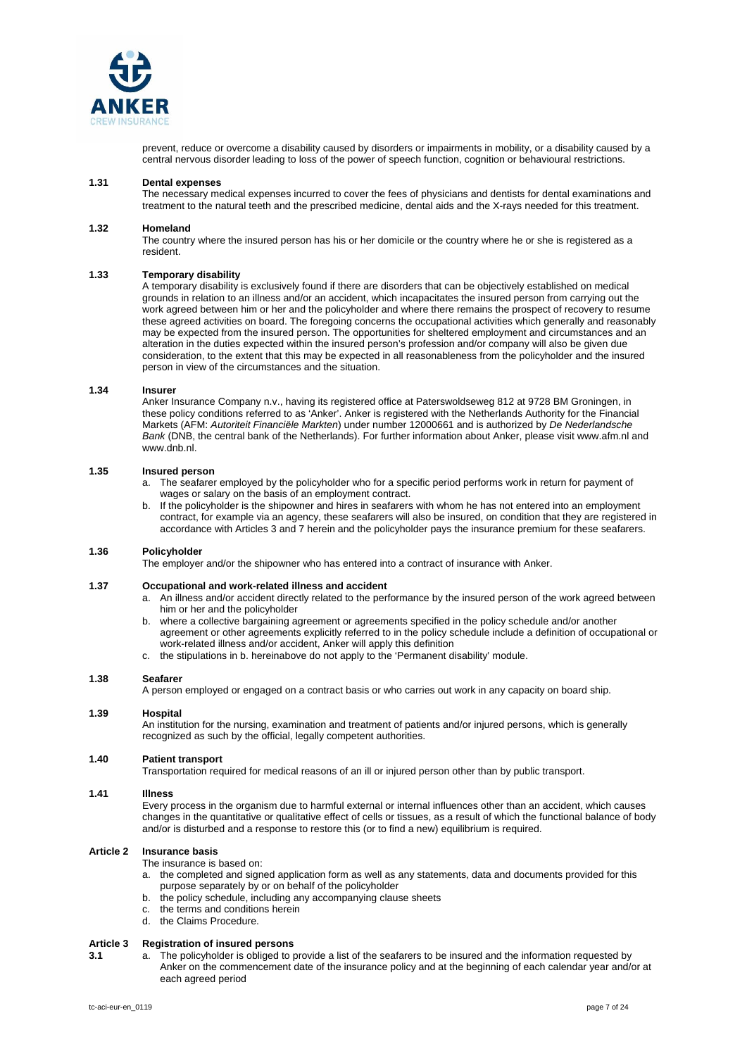prevent, reduce or overcome a disability caused by disorders or impairments in mobility, or a disability caused by a central nervous disorder leading to loss of the power of speech function, cognition or behavioural restrictions.

**1.31 Dental expenses**

The necessary medical expenses incurred to cover the fees of physicians and dentists for dental examinations and treatment to the natural teeth and the prescribed medicine, dental aids and the X-rays needed for this treatment.

**1.32 Homeland**

The country where the insured person has his or her domicile or the country where he or she is registered as a resident.

**1.33 Temporary disability**

A temporary disability is exclusively found if there are disorders that can be objectively established on medical grounds in relation to an illness and/or an accident, which incapacitates the insured person from carrying out the work agreed between him or her and the policyholder and where there remains the prospect of recovery to resume these agreed activities on board. The foregoing concerns the occupational activities which generally and reasonably may be expected from the insured person. The opportunities for sheltered employment and circumstances and an alteration in the duties expected within the insured person's profession and/or company will also be given due consideration, to the extent that this may be expected in all reasonableness from the policyholder and the insured person in view of the circumstances and the situation.

**1.34 Insurer**

Anker Insurance Company n.v., having its registered office at Paterswoldseweg 812 at 9728 BM Groningen, in these policy conditions referred to as 'Anker'. Anker is registered with the Netherlands Authority for the Financial Markets (AFM: *Autoriteit Financiële Markten*) under number 12000661 and is authorized by *De Nederlandsche Bank* (DNB, the central bank of the Netherlands). For further information about Anker, please visit www.afm.nl and www.dnb.nl.

**1.35 Insured person**

a. The seafarer employed by the policyholder who for a specific period performs work in return for payment of wages or salary on the basis of an employment contract.
b. If the policyholder is the shipowner and hires in seafarers with whom he has not entered into an employment contract, for example via an agency, these seafarers will also be insured, on condition that they are registered in accordance with Articles 3 and 7 herein and the policyholder pays the insurance premium for these seafarers.

**1.36 Policyholder**

The employer and/or the shipowner who has entered into a contract of insurance with Anker.

**1.37 Occupational and work-related illness and accident**

a. An illness and/or accident directly related to the performance by the insured person of the work agreed between him or her and the policyholder
b. where a collective bargaining agreement or agreements specified in the policy schedule and/or another agreement or other agreements explicitly referred to in the policy schedule include a definition of occupational or work-related illness and/or accident, Anker will apply this definition
c. the stipulations in b. hereinabove do not apply to the 'Permanent disability' module.

**1.38 Seafarer**

A person employed or engaged on a contract basis or who carries out work in any capacity on board ship.

**1.39 Hospital**

An institution for the nursing, examination and treatment of patients and/or injured persons, which is generally recognized as such by the official, legally competent authorities.

**1.40 Patient transport**

Transportation required for medical reasons of an ill or injured person other than by public transport.

**1.41 Illness**

Every process in the organism due to harmful external or internal influences other than an accident, which causes changes in the quantitative or qualitative effect of cells or tissues, as a result of which the functional balance of body and/or is disturbed and a response to restore this (or to find a new) equilibrium is required.

## Article 2 Insurance basis

The insurance is based on:

a. the completed and signed application form as well as any statements, data and documents provided for this purpose separately by or on behalf of the policyholder
b. the policy schedule, including any accompanying clause sheets
c. the terms and conditions herein
d. the Claims Procedure.

## Article 3 Registration of insured persons

**3.1**

a. The policyholder is obliged to provide a list of the seafarers to be insured and the information requested by Anker on the commencement date of the insurance policy and at the beginning of each calendar year and/or at each agreed period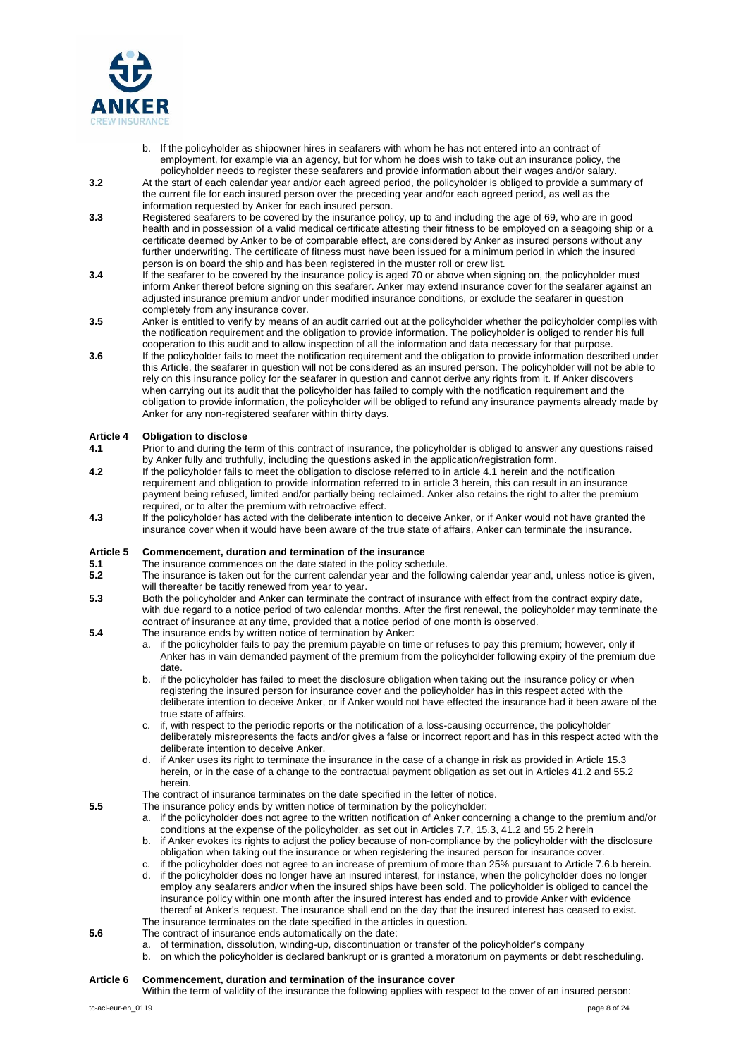b. If the policyholder as shipowner hires in seafarers with whom he has not entered into an contract of employment, for example via an agency, but for whom he does wish to take out an insurance policy, the policyholder needs to register these seafarers and provide information about their wages and/or salary.

**3.2** At the start of each calendar year and/or each agreed period, the policyholder is obliged to provide a summary of the current file for each insured person over the preceding year and/or each agreed period, as well as the information requested by Anker for each insured person.

**3.3** Registered seafarers to be covered by the insurance policy, up to and including the age of 69, who are in good health and in possession of a valid medical certificate attesting their fitness to be employed on a seagoing ship or a certificate deemed by Anker to be of comparable effect, are considered by Anker as insured persons without any further underwriting. The certificate of fitness must have been issued for a minimum period in which the insured person is on board the ship and has been registered in the muster roll or crew list.

**3.4** If the seafarer to be covered by the insurance policy is aged 70 or above when signing on, the policyholder must inform Anker thereof before signing on this seafarer. Anker may extend insurance cover for the seafarer against an adjusted insurance premium and/or under modified insurance conditions, or exclude the seafarer in question completely from any insurance cover.

**3.5** Anker is entitled to verify by means of an audit carried out at the policyholder whether the policyholder complies with the notification requirement and the obligation to provide information. The policyholder is obliged to render his full cooperation to this audit and to allow inspection of all the information and data necessary for that purpose.

**3.6** If the policyholder fails to meet the notification requirement and the obligation to provide information described under this Article, the seafarer in question will not be considered as an insured person. The policyholder will not be able to rely on this insurance policy for the seafarer in question and cannot derive any rights from it. If Anker discovers when carrying out its audit that the policyholder has failed to comply with the notification requirement and the obligation to provide information, the policyholder will be obliged to refund any insurance payments already made by Anker for any non-registered seafarer within thirty days.

## Article 4 Obligation to disclose

**4.1** Prior to and during the term of this contract of insurance, the policyholder is obliged to answer any questions raised by Anker fully and truthfully, including the questions asked in the application/registration form.

**4.2** If the policyholder fails to meet the obligation to disclose referred to in article 4.1 herein and the notification requirement and obligation to provide information referred to in article 3 herein, this can result in an insurance payment being refused, limited and/or partially being reclaimed. Anker also retains the right to alter the premium required, or to alter the premium with retroactive effect.

**4.3** If the policyholder has acted with the deliberate intention to deceive Anker, or if Anker would not have granted the insurance cover when it would have been aware of the true state of affairs, Anker can terminate the insurance.

## Article 5 Commencement, duration and termination of the insurance

**5.1** The insurance commences on the date stated in the policy schedule.

**5.2** The insurance is taken out for the current calendar year and the following calendar year and, unless notice is given, will thereafter be tacitly renewed from year to year.

**5.3** Both the policyholder and Anker can terminate the contract of insurance with effect from the contract expiry date, with due regard to a notice period of two calendar months. After the first renewal, the policyholder may terminate the contract of insurance at any time, provided that a notice period of one month is observed.

**5.4** The insurance ends by written notice of termination by Anker:

a. if the policyholder fails to pay the premium payable on time or refuses to pay this premium; however, only if Anker has in vain demanded payment of the premium from the policyholder following expiry of the premium due date.

b. if the policyholder has failed to meet the disclosure obligation when taking out the insurance policy or when registering the insured person for insurance cover and the policyholder has in this respect acted with the deliberate intention to deceive Anker, or if Anker would not have effected the insurance had it been aware of the true state of affairs.

c. if, with respect to the periodic reports or the notification of a loss-causing occurrence, the policyholder deliberately misrepresents the facts and/or gives a false or incorrect report and has in this respect acted with the deliberate intention to deceive Anker.

d. if Anker uses its right to terminate the insurance in the case of a change in risk as provided in Article 15.3 herein, or in the case of a change to the contractual payment obligation as set out in Articles 41.2 and 55.2 herein.

The contract of insurance terminates on the date specified in the letter of notice.

**5.5** The insurance policy ends by written notice of termination by the policyholder:

a. if the policyholder does not agree to the written notification of Anker concerning a change to the premium and/or conditions at the expense of the policyholder, as set out in Articles 7.7, 15.3, 41.2 and 55.2 herein

b. if Anker evokes its rights to adjust the policy because of non-compliance by the policyholder with the disclosure obligation when taking out the insurance or when registering the insured person for insurance cover.

c. if the policyholder does not agree to an increase of premium of more than 25% pursuant to Article 7.6.b herein.

d. if the policyholder does no longer have an insured interest, for instance, when the policyholder does no longer employ any seafarers and/or when the insured ships have been sold. The policyholder is obliged to cancel the insurance policy within one month after the insured interest has ended and to provide Anker with evidence thereof at Anker's request. The insurance shall end on the day that the insured interest has ceased to exist.

The insurance terminates on the date specified in the articles in question.

**5.6** The contract of insurance ends automatically on the date:

a. of termination, dissolution, winding-up, discontinuation or transfer of the policyholder's company

b. on which the policyholder is declared bankrupt or is granted a moratorium on payments or debt rescheduling.

## Article 6 Commencement, duration and termination of the insurance cover

Within the term of validity of the insurance the following applies with respect to the cover of an insured person: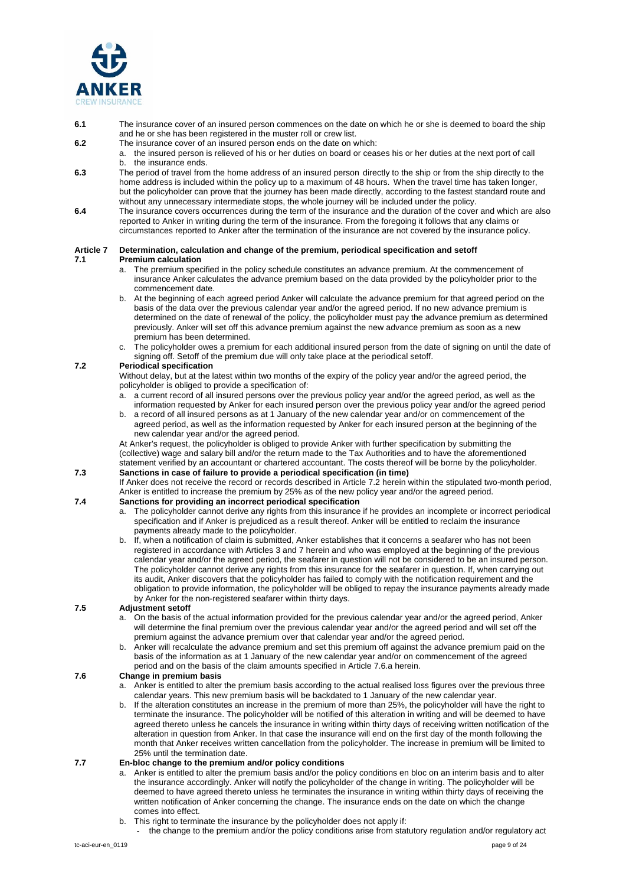**6.1** The insurance cover of an insured person commences on the date on which he or she is deemed to board the ship and he or she has been registered in the muster roll or crew list.

**6.2** The insurance cover of an insured person ends on the date on which:

a. the insured person is relieved of his or her duties on board or ceases his or her duties at the next port of call
b. the insurance ends.

**6.3** The period of travel from the home address of an insured person directly to the ship or from the ship directly to the home address is included within the policy up to a maximum of 48 hours. When the travel time has taken longer, but the policyholder can prove that the journey has been made directly, according to the fastest standard route and without any unnecessary intermediate stops, the whole journey will be included under the policy.

**6.4** The insurance covers occurrences during the term of the insurance and the duration of the cover and which are also reported to Anker in writing during the term of the insurance. From the foregoing it follows that any claims or circumstances reported to Anker after the termination of the insurance are not covered by the insurance policy.

## Article 7 Determination, calculation and change of the premium, periodical specification and setoff

### 7.1 Premium calculation

a. The premium specified in the policy schedule constitutes an advance premium. At the commencement of insurance Anker calculates the advance premium based on the data provided by the policyholder prior to the commencement date.
b. At the beginning of each agreed period Anker will calculate the advance premium for that agreed period on the basis of the data over the previous calendar year and/or the agreed period. If no new advance premium is determined on the date of renewal of the policy, the policyholder must pay the advance premium as determined previously. Anker will set off this advance premium against the new advance premium as soon as a new premium has been determined.
c. The policyholder owes a premium for each additional insured person from the date of signing on until the date of signing off. Setoff of the premium due will only take place at the periodical setoff.

### 7.2 Periodical specification

Without delay, but at the latest within two months of the expiry of the policy year and/or the agreed period, the policyholder is obliged to provide a specification of:

a. a current record of all insured persons over the previous policy year and/or the agreed period, as well as the information requested by Anker for each insured person over the previous policy year and/or the agreed period
b. a record of all insured persons as at 1 January of the new calendar year and/or on commencement of the agreed period, as well as the information requested by Anker for each insured person at the beginning of the new calendar year and/or the agreed period.

At Anker's request, the policyholder is obliged to provide Anker with further specification by submitting the (collective) wage and salary bill and/or the return made to the Tax Authorities and to have the aforementioned statement verified by an accountant or chartered accountant. The costs thereof will be borne by the policyholder.

### 7.3 Sanctions in case of failure to provide a periodical specification (in time)

If Anker does not receive the record or records described in Article 7.2 herein within the stipulated two-month period, Anker is entitled to increase the premium by 25% as of the new policy year and/or the agreed period.

### 7.4 Sanctions for providing an incorrect periodical specification

a. The policyholder cannot derive any rights from this insurance if he provides an incomplete or incorrect periodical specification and if Anker is prejudiced as a result thereof. Anker will be entitled to reclaim the insurance payments already made to the policyholder.
b. If, when a notification of claim is submitted, Anker establishes that it concerns a seafarer who has not been registered in accordance with Articles 3 and 7 herein and who was employed at the beginning of the previous calendar year and/or the agreed period, the seafarer in question will not be considered to be an insured person. The policyholder cannot derive any rights from this insurance for the seafarer in question. If, when carrying out its audit, Anker discovers that the policyholder has failed to comply with the notification requirement and the obligation to provide information, the policyholder will be obliged to repay the insurance payments already made by Anker for the non-registered seafarer within thirty days.

### 7.5 Adjustment setoff

a. On the basis of the actual information provided for the previous calendar year and/or the agreed period, Anker will determine the final premium over the previous calendar year and/or the agreed period and will set off the premium against the advance premium over that calendar year and/or the agreed period.
b. Anker will recalculate the advance premium and set this premium off against the advance premium paid on the basis of the information as at 1 January of the new calendar year and/or on commencement of the agreed period and on the basis of the claim amounts specified in Article 7.6.a herein.

### 7.6 Change in premium basis

a. Anker is entitled to alter the premium basis according to the actual realised loss figures over the previous three calendar years. This new premium basis will be backdated to 1 January of the new calendar year.
b. If the alteration constitutes an increase in the premium of more than 25%, the policyholder will have the right to terminate the insurance. The policyholder will be notified of this alteration in writing and will be deemed to have agreed thereto unless he cancels the insurance in writing within thirty days of receiving written notification of the alteration in question from Anker. In that case the insurance will end on the first day of the month following the month that Anker receives written cancellation from the policyholder. The increase in premium will be limited to 25% until the termination date.

### 7.7 En-bloc change to the premium and/or policy conditions

a. Anker is entitled to alter the premium basis and/or the policy conditions en bloc on an interim basis and to alter the insurance accordingly. Anker will notify the policyholder of the change in writing. The policyholder will be deemed to have agreed thereto unless he terminates the insurance in writing within thirty days of receiving the written notification of Anker concerning the change. The insurance ends on the date on which the change comes into effect.
b. This right to terminate the insurance by the policyholder does not apply if:
   - the change to the premium and/or the policy conditions arise from statutory regulation and/or regulatory act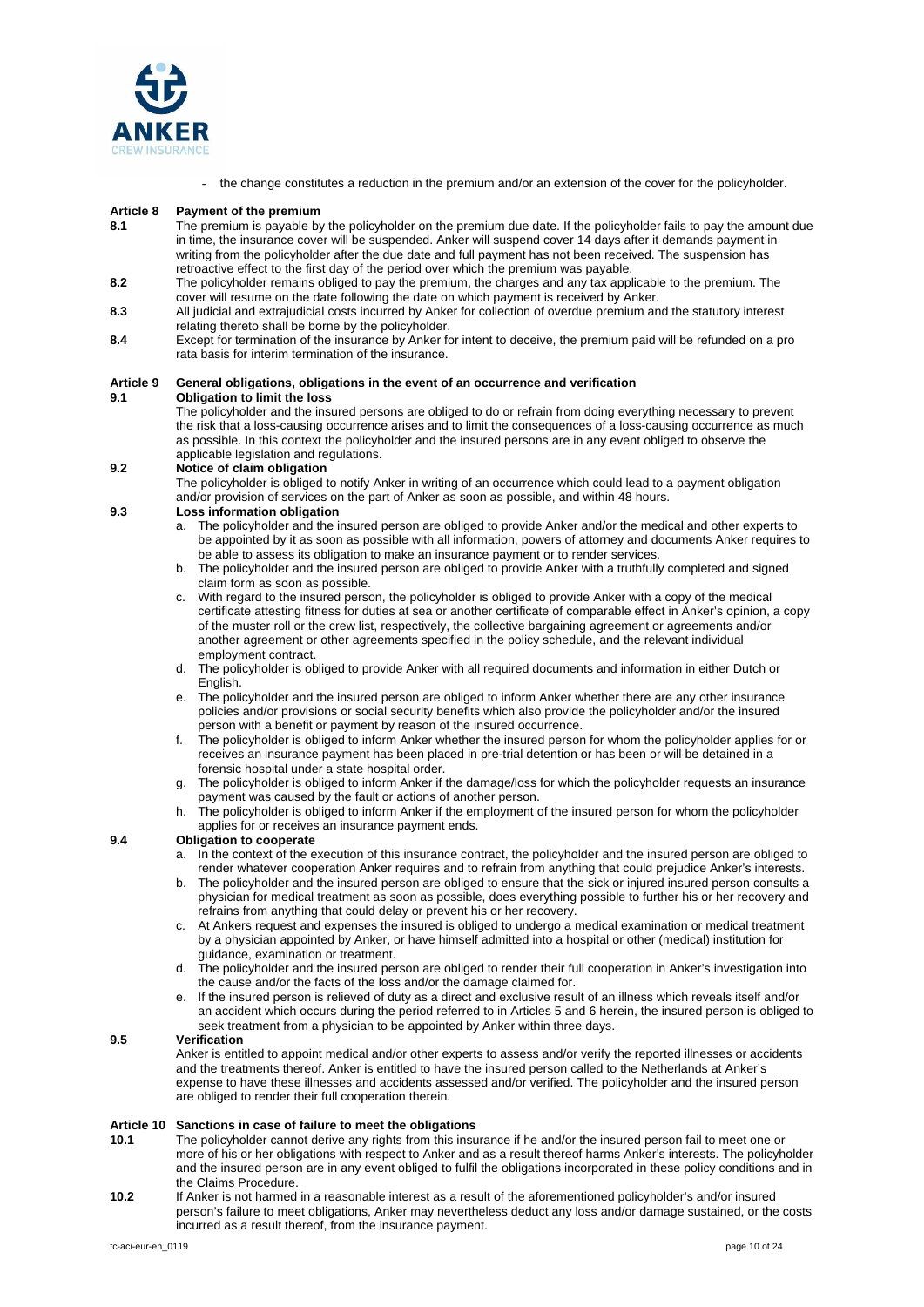- the change constitutes a reduction in the premium and/or an extension of the cover for the policyholder.

## Article 8 Payment of the premium

**8.1** The premium is payable by the policyholder on the premium due date. If the policyholder fails to pay the amount due in time, the insurance cover will be suspended. Anker will suspend cover 14 days after it demands payment in writing from the policyholder after the due date and full payment has not been received. The suspension has retroactive effect to the first day of the period over which the premium was payable.

**8.2** The policyholder remains obliged to pay the premium, the charges and any tax applicable to the premium. The cover will resume on the date following the date on which payment is received by Anker.

**8.3** All judicial and extrajudicial costs incurred by Anker for collection of overdue premium and the statutory interest relating thereto shall be borne by the policyholder.

**8.4** Except for termination of the insurance by Anker for intent to deceive, the premium paid will be refunded on a pro rata basis for interim termination of the insurance.

## Article 9 General obligations, obligations in the event of an occurrence and verification

### 9.1 Obligation to limit the loss

The policyholder and the insured persons are obliged to do or refrain from doing everything necessary to prevent the risk that a loss-causing occurrence arises and to limit the consequences of a loss-causing occurrence as much as possible. In this context the policyholder and the insured persons are in any event obliged to observe the applicable legislation and regulations.

### 9.2 Notice of claim obligation

The policyholder is obliged to notify Anker in writing of an occurrence which could lead to a payment obligation and/or provision of services on the part of Anker as soon as possible, and within 48 hours.

### 9.3 Loss information obligation

a. The policyholder and the insured person are obliged to provide Anker and/or the medical and other experts to be appointed by it as soon as possible with all information, powers of attorney and documents Anker requires to be able to assess its obligation to make an insurance payment or to render services.

b. The policyholder and the insured person are obliged to provide Anker with a truthfully completed and signed claim form as soon as possible.

c. With regard to the insured person, the policyholder is obliged to provide Anker with a copy of the medical certificate attesting fitness for duties at sea or another certificate of comparable effect in Anker's opinion, a copy of the muster roll or the crew list, respectively, the collective bargaining agreement or agreements and/or another agreement or other agreements specified in the policy schedule, and the relevant individual employment contract.

d. The policyholder is obliged to provide Anker with all required documents and information in either Dutch or English.

e. The policyholder and the insured person are obliged to inform Anker whether there are any other insurance policies and/or provisions or social security benefits which also provide the policyholder and/or the insured person with a benefit or payment by reason of the insured occurrence.

f. The policyholder is obliged to inform Anker whether the insured person for whom the policyholder applies for or receives an insurance payment has been placed in pre-trial detention or has been or will be detained in a forensic hospital under a state hospital order.

g. The policyholder is obliged to inform Anker if the damage/loss for which the policyholder requests an insurance payment was caused by the fault or actions of another person.

h. The policyholder is obliged to inform Anker if the employment of the insured person for whom the policyholder applies for or receives an insurance payment ends.

### 9.4 Obligation to cooperate

a. In the context of the execution of this insurance contract, the policyholder and the insured person are obliged to render whatever cooperation Anker requires and to refrain from anything that could prejudice Anker's interests.

b. The policyholder and the insured person are obliged to ensure that the sick or injured insured person consults a physician for medical treatment as soon as possible, does everything possible to further his or her recovery and refrains from anything that could delay or prevent his or her recovery.

c. At Ankers request and expenses the insured is obliged to undergo a medical examination or medical treatment by a physician appointed by Anker, or have himself admitted into a hospital or other (medical) institution for guidance, examination or treatment.

d. The policyholder and the insured person are obliged to render their full cooperation in Anker's investigation into the cause and/or the facts of the loss and/or the damage claimed for.

e. If the insured person is relieved of duty as a direct and exclusive result of an illness which reveals itself and/or an accident which occurs during the period referred to in Articles 5 and 6 herein, the insured person is obliged to seek treatment from a physician to be appointed by Anker within three days.

### 9.5 Verification

Anker is entitled to appoint medical and/or other experts to assess and/or verify the reported illnesses or accidents and the treatments thereof. Anker is entitled to have the insured person called to the Netherlands at Anker's expense to have these illnesses and accidents assessed and/or verified. The policyholder and the insured person are obliged to render their full cooperation therein.

## Article 10 Sanctions in case of failure to meet the obligations

**10.1** The policyholder cannot derive any rights from this insurance if he and/or the insured person fail to meet one or more of his or her obligations with respect to Anker and as a result thereof harms Anker's interests. The policyholder and the insured person are in any event obliged to fulfil the obligations incorporated in these policy conditions and in the Claims Procedure.

**10.2** If Anker is not harmed in a reasonable interest as a result of the aforementioned policyholder's and/or insured person's failure to meet obligations, Anker may nevertheless deduct any loss and/or damage sustained, or the costs incurred as a result thereof, from the insurance payment.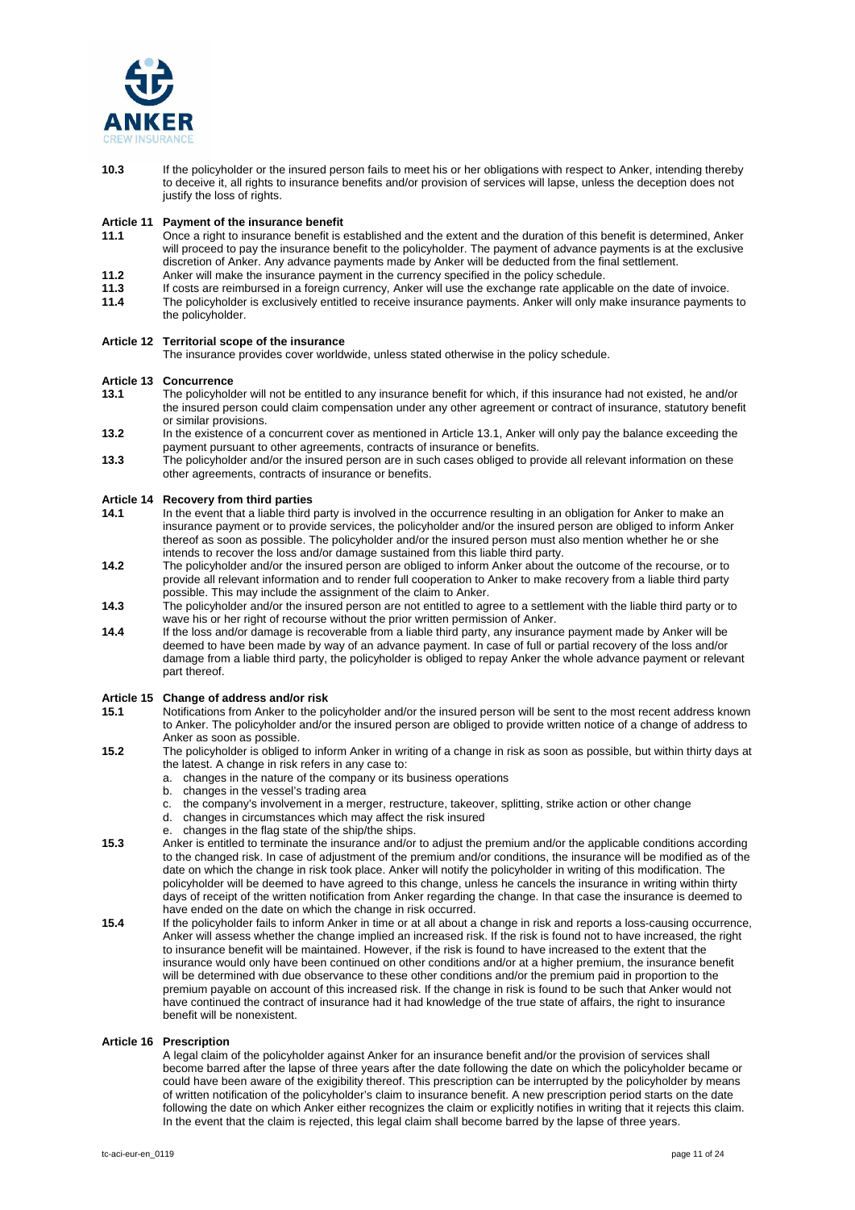**10.3** If the policyholder or the insured person fails to meet his or her obligations with respect to Anker, intending thereby to deceive it, all rights to insurance benefits and/or provision of services will lapse, unless the deception does not justify the loss of rights.

## Article 11 Payment of the insurance benefit

**11.1** Once a right to insurance benefit is established and the extent and the duration of this benefit is determined, Anker will proceed to pay the insurance benefit to the policyholder. The payment of advance payments is at the exclusive discretion of Anker. Any advance payments made by Anker will be deducted from the final settlement.

**11.2** Anker will make the insurance payment in the currency specified in the policy schedule.

**11.3** If costs are reimbursed in a foreign currency, Anker will use the exchange rate applicable on the date of invoice.

**11.4** The policyholder is exclusively entitled to receive insurance payments. Anker will only make insurance payments to the policyholder.

## Article 12 Territorial scope of the insurance

The insurance provides cover worldwide, unless stated otherwise in the policy schedule.

## Article 13 Concurrence

**13.1** The policyholder will not be entitled to any insurance benefit for which, if this insurance had not existed, he and/or the insured person could claim compensation under any other agreement or contract of insurance, statutory benefit or similar provisions.

**13.2** In the existence of a concurrent cover as mentioned in Article 13.1, Anker will only pay the balance exceeding the payment pursuant to other agreements, contracts of insurance or benefits.

**13.3** The policyholder and/or the insured person are in such cases obliged to provide all relevant information on these other agreements, contracts of insurance or benefits.

## Article 14 Recovery from third parties

**14.1** In the event that a liable third party is involved in the occurrence resulting in an obligation for Anker to make an insurance payment or to provide services, the policyholder and/or the insured person are obliged to inform Anker thereof as soon as possible. The policyholder and/or the insured person must also mention whether he or she intends to recover the loss and/or damage sustained from this liable third party.

**14.2** The policyholder and/or the insured person are obliged to inform Anker about the outcome of the recourse, or to provide all relevant information and to render full cooperation to Anker to make recovery from a liable third party possible. This may include the assignment of the claim to Anker.

**14.3** The policyholder and/or the insured person are not entitled to agree to a settlement with the liable third party or to wave his or her right of recourse without the prior written permission of Anker.

**14.4** If the loss and/or damage is recoverable from a liable third party, any insurance payment made by Anker will be deemed to have been made by way of an advance payment. In case of full or partial recovery of the loss and/or damage from a liable third party, the policyholder is obliged to repay Anker the whole advance payment or relevant part thereof.

## Article 15 Change of address and/or risk

**15.1** Notifications from Anker to the policyholder and/or the insured person will be sent to the most recent address known to Anker. The policyholder and/or the insured person are obliged to provide written notice of a change of address to Anker as soon as possible.

**15.2** The policyholder is obliged to inform Anker in writing of a change in risk as soon as possible, but within thirty days at the latest. A change in risk refers in any case to:

a. changes in the nature of the company or its business operations
b. changes in the vessel's trading area
c. the company's involvement in a merger, restructure, takeover, splitting, strike action or other change
d. changes in circumstances which may affect the risk insured
e. changes in the flag state of the ship/the ships.

**15.3** Anker is entitled to terminate the insurance and/or to adjust the premium and/or the applicable conditions according to the changed risk. In case of adjustment of the premium and/or conditions, the insurance will be modified as of the date on which the change in risk took place. Anker will notify the policyholder in writing of this modification. The policyholder will be deemed to have agreed to this change, unless he cancels the insurance in writing within thirty days of receipt of the written notification from Anker regarding the change. In that case the insurance is deemed to have ended on the date on which the change in risk occurred.

**15.4** If the policyholder fails to inform Anker in time or at all about a change in risk and reports a loss-causing occurrence, Anker will assess whether the change implied an increased risk. If the risk is found not to have increased, the right to insurance benefit will be maintained. However, if the risk is found to have increased to the extent that the insurance would only have been continued on other conditions and/or at a higher premium, the insurance benefit will be determined with due observance to these other conditions and/or the premium paid in proportion to the premium payable on account of this increased risk. If the change in risk is found to be such that Anker would not have continued the contract of insurance had it had knowledge of the true state of affairs, the right to insurance benefit will be nonexistent.

## Article 16 Prescription

A legal claim of the policyholder against Anker for an insurance benefit and/or the provision of services shall become barred after the lapse of three years after the date following the date on which the policyholder became or could have been aware of the exigibility thereof. This prescription can be interrupted by the policyholder by means of written notification of the policyholder's claim to insurance benefit. A new prescription period starts on the date following the date on which Anker either recognizes the claim or explicitly notifies in writing that it rejects this claim. In the event that the claim is rejected, this legal claim shall become barred by the lapse of three years.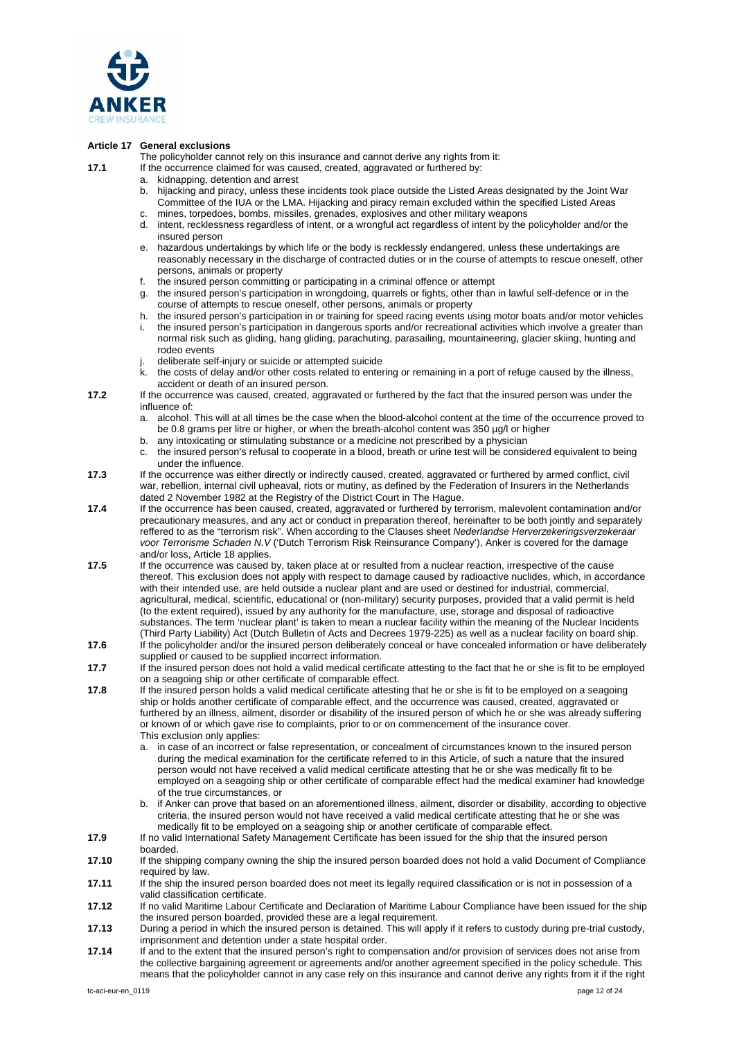### Article 17 General exclusions

The policyholder cannot rely on this insurance and cannot derive any rights from it:

**17.1** If the occurrence claimed for was caused, created, aggravated or furthered by:

a. kidnapping, detention and arrest
b. hijacking and piracy, unless these incidents took place outside the Listed Areas designated by the Joint War Committee of the IUA or the LMA. Hijacking and piracy remain excluded within the specified Listed Areas
c. mines, torpedoes, bombs, missiles, grenades, explosives and other military weapons
d. intent, recklessness regardless of intent, or a wrongful act regardless of intent by the policyholder and/or the insured person
e. hazardous undertakings by which life or the body is recklessly endangered, unless these undertakings are reasonably necessary in the discharge of contracted duties or in the course of attempts to rescue oneself, other persons, animals or property
f. the insured person committing or participating in a criminal offence or attempt
g. the insured person's participation in wrongdoing, quarrels or fights, other than in lawful self-defence or in the course of attempts to rescue oneself, other persons, animals or property
h. the insured person's participation in or training for speed racing events using motor boats and/or motor vehicles
i. the insured person's participation in dangerous sports and/or recreational activities which involve a greater than normal risk such as gliding, hang gliding, parachuting, parasailing, mountaineering, glacier skiing, hunting and rodeo events
j. deliberate self-injury or suicide or attempted suicide
k. the costs of delay and/or other costs related to entering or remaining in a port of refuge caused by the illness, accident or death of an insured person.

**17.2** If the occurrence was caused, created, aggravated or furthered by the fact that the insured person was under the influence of:

a. alcohol. This will at all times be the case when the blood-alcohol content at the time of the occurrence proved to be 0.8 grams per litre or higher, or when the breath-alcohol content was 350 µg/l or higher
b. any intoxicating or stimulating substance or a medicine not prescribed by a physician
c. the insured person's refusal to cooperate in a blood, breath or urine test will be considered equivalent to being under the influence.

**17.3** If the occurrence was either directly or indirectly caused, created, aggravated or furthered by armed conflict, civil war, rebellion, internal civil upheaval, riots or mutiny, as defined by the Federation of Insurers in the Netherlands dated 2 November 1982 at the Registry of the District Court in The Hague.

**17.4** If the occurrence has been caused, created, aggravated or furthered by terrorism, malevolent contamination and/or precautionary measures, and any act or conduct in preparation thereof, hereinafter to be both jointly and separately reffered to as the "terrorism risk". When according to the Clauses sheet *Nederlandse Herverzekeringsverzekeraar voor Terrorisme Schaden N.V* ('Dutch Terrorism Risk Reinsurance Company'), Anker is covered for the damage and/or loss, Article 18 applies.

**17.5** If the occurrence was caused by, taken place at or resulted from a nuclear reaction, irrespective of the cause thereof. This exclusion does not apply with respect to damage caused by radioactive nuclides, which, in accordance with their intended use, are held outside a nuclear plant and are used or destined for industrial, commercial, agricultural, medical, scientific, educational or (non-military) security purposes, provided that a valid permit is held (to the extent required), issued by any authority for the manufacture, use, storage and disposal of radioactive substances. The term 'nuclear plant' is taken to mean a nuclear facility within the meaning of the Nuclear Incidents (Third Party Liability) Act (Dutch Bulletin of Acts and Decrees 1979-225) as well as a nuclear facility on board ship.

**17.6** If the policyholder and/or the insured person deliberately conceal or have concealed information or have deliberately supplied or caused to be supplied incorrect information.

**17.7** If the insured person does not hold a valid medical certificate attesting to the fact that he or she is fit to be employed on a seagoing ship or other certificate of comparable effect.

**17.8** If the insured person holds a valid medical certificate attesting that he or she is fit to be employed on a seagoing ship or holds another certificate of comparable effect, and the occurrence was caused, created, aggravated or furthered by an illness, ailment, disorder or disability of the insured person of which he or she was already suffering or known of or which gave rise to complaints, prior to or on commencement of the insurance cover.
This exclusion only applies:

a. in case of an incorrect or false representation, or concealment of circumstances known to the insured person during the medical examination for the certificate referred to in this Article, of such a nature that the insured person would not have received a valid medical certificate attesting that he or she was medically fit to be employed on a seagoing ship or other certificate of comparable effect had the medical examiner had knowledge of the true circumstances, or
b. if Anker can prove that based on an aforementioned illness, ailment, disorder or disability, according to objective criteria, the insured person would not have received a valid medical certificate attesting that he or she was medically fit to be employed on a seagoing ship or another certificate of comparable effect.

**17.9** If no valid International Safety Management Certificate has been issued for the ship that the insured person boarded.

**17.10** If the shipping company owning the ship the insured person boarded does not hold a valid Document of Compliance required by law.

**17.11** If the ship the insured person boarded does not meet its legally required classification or is not in possession of a valid classification certificate.

**17.12** If no valid Maritime Labour Certificate and Declaration of Maritime Labour Compliance have been issued for the ship the insured person boarded, provided these are a legal requirement.

**17.13** During a period in which the insured person is detained. This will apply if it refers to custody during pre-trial custody, imprisonment and detention under a state hospital order.

**17.14** If and to the extent that the insured person's right to compensation and/or provision of services does not arise from the collective bargaining agreement or agreements and/or another agreement specified in the policy schedule. This means that the policyholder cannot in any case rely on this insurance and cannot derive any rights from it if the right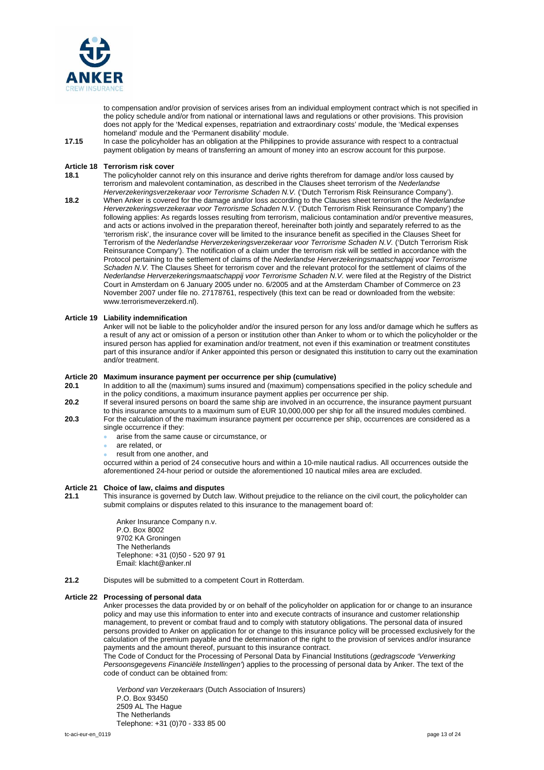to compensation and/or provision of services arises from an individual employment contract which is not specified in the policy schedule and/or from national or international laws and regulations or other provisions. This provision does not apply for the 'Medical expenses, repatriation and extraordinary costs' module, the 'Medical expenses homeland' module and the 'Permanent disability' module.

**17.15** In case the policyholder has an obligation at the Philippines to provide assurance with respect to a contractual payment obligation by means of transferring an amount of money into an escrow account for this purpose.

## Article 18 Terrorism risk cover

**18.1** The policyholder cannot rely on this insurance and derive rights therefrom for damage and/or loss caused by terrorism and malevolent contamination, as described in the Clauses sheet terrorism of the *Nederlandse Herverzekeringsverzekeraar voor Terrorisme Schaden N.V.* ('Dutch Terrorism Risk Reinsurance Company').

**18.2** When Anker is covered for the damage and/or loss according to the Clauses sheet terrorism of the *Nederlandse Herverzekeringsverzekeraar voor Terrorisme Schaden N.V.* ('Dutch Terrorism Risk Reinsurance Company') the following applies: As regards losses resulting from terrorism, malicious contamination and/or preventive measures, and acts or actions involved in the preparation thereof, hereinafter both jointly and separately referred to as the 'terrorism risk', the insurance cover will be limited to the insurance benefit as specified in the Clauses Sheet for Terrorism of the *Nederlandse Herverzekeringsverzekeraar voor Terrorisme Schaden N.V.* ('Dutch Terrorism Risk Reinsurance Company'). The notification of a claim under the terrorism risk will be settled in accordance with the Protocol pertaining to the settlement of claims of the *Nederlandse Herverzekeringsmaatschappij voor Terrorisme Schaden N.V.* The Clauses Sheet for terrorism cover and the relevant protocol for the settlement of claims of the *Nederlandse Herverzekeringsmaatschappij voor Terrorisme Schaden N.V.* were filed at the Registry of the District Court in Amsterdam on 6 January 2005 under no. 6/2005 and at the Amsterdam Chamber of Commerce on 23 November 2007 under file no. 27178761, respectively (this text can be read or downloaded from the website: www.terrorismeverzekerd.nl).

## Article 19 Liability indemnification

Anker will not be liable to the policyholder and/or the insured person for any loss and/or damage which he suffers as a result of any act or omission of a person or institution other than Anker to whom or to which the policyholder or the insured person has applied for examination and/or treatment, not even if this examination or treatment constitutes part of this insurance and/or if Anker appointed this person or designated this institution to carry out the examination and/or treatment.

## Article 20 Maximum insurance payment per occurrence per ship (cumulative)

**20.1** In addition to all the (maximum) sums insured and (maximum) compensations specified in the policy schedule and in the policy conditions, a maximum insurance payment applies per occurrence per ship.

**20.2** If several insured persons on board the same ship are involved in an occurrence, the insurance payment pursuant to this insurance amounts to a maximum sum of EUR 10,000,000 per ship for all the insured modules combined.

**20.3** For the calculation of the maximum insurance payment per occurrence per ship, occurrences are considered as a single occurrence if they:

- arise from the same cause or circumstance, or
- are related, or
- result from one another, and

occurred within a period of 24 consecutive hours and within a 10-mile nautical radius. All occurrences outside the aforementioned 24-hour period or outside the aforementioned 10 nautical miles area are excluded.

## Article 21 Choice of law, claims and disputes

**21.1** This insurance is governed by Dutch law. Without prejudice to the reliance on the civil court, the policyholder can submit complains or disputes related to this insurance to the management board of:

Anker Insurance Company n.v.
P.O. Box 8002
9702 KA Groningen
The Netherlands
Telephone: +31 (0)50 - 520 97 91
Email: klacht@anker.nl

**21.2** Disputes will be submitted to a competent Court in Rotterdam.

## Article 22 Processing of personal data

Anker processes the data provided by or on behalf of the policyholder on application for or change to an insurance policy and may use this information to enter into and execute contracts of insurance and customer relationship management, to prevent or combat fraud and to comply with statutory obligations. The personal data of insured persons provided to Anker on application for or change to this insurance policy will be processed exclusively for the calculation of the premium payable and the determination of the right to the provision of services and/or insurance payments and the amount thereof, pursuant to this insurance contract.

The Code of Conduct for the Processing of Personal Data by Financial Institutions (*gedragscode 'Verwerking Persoonsgegevens Financiële Instellingen'*) applies to the processing of personal data by Anker. The text of the code of conduct can be obtained from:

*Verbond van Verzekeraars* (Dutch Association of Insurers)
P.O. Box 93450
2509 AL The Hague
The Netherlands
Telephone: +31 (0)70 - 333 85 00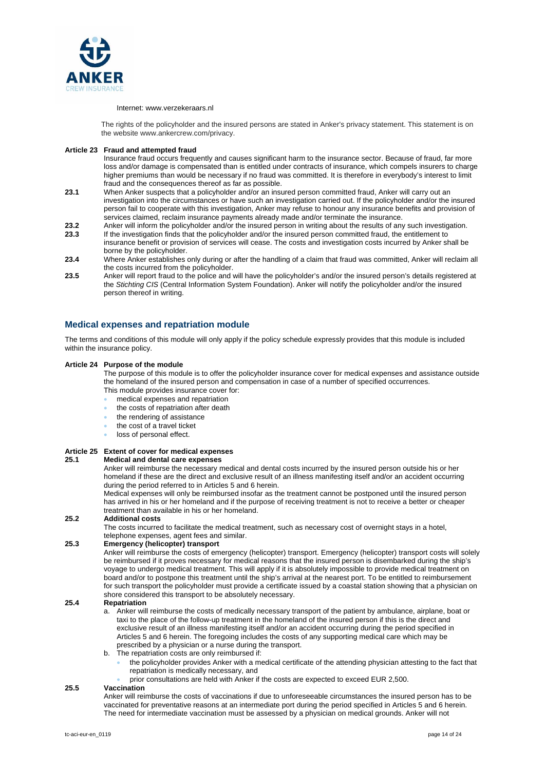Internet: www.verzekeraars.nl

The rights of the policyholder and the insured persons are stated in Anker's privacy statement. This statement is on the website www.ankercrew.com/privacy.

**Article 23 Fraud and attempted fraud**

Insurance fraud occurs frequently and causes significant harm to the insurance sector. Because of fraud, far more loss and/or damage is compensated than is entitled under contracts of insurance, which compels insurers to charge higher premiums than would be necessary if no fraud was committed. It is therefore in everybody's interest to limit fraud and the consequences thereof as far as possible.

**23.1** When Anker suspects that a policyholder and/or an insured person committed fraud, Anker will carry out an investigation into the circumstances or have such an investigation carried out. If the policyholder and/or the insured person fail to cooperate with this investigation, Anker may refuse to honour any insurance benefits and provision of services claimed, reclaim insurance payments already made and/or terminate the insurance.

**23.2** Anker will inform the policyholder and/or the insured person in writing about the results of any such investigation.

**23.3** If the investigation finds that the policyholder and/or the insured person committed fraud, the entitlement to insurance benefit or provision of services will cease. The costs and investigation costs incurred by Anker shall be borne by the policyholder.

**23.4** Where Anker establishes only during or after the handling of a claim that fraud was committed, Anker will reclaim all the costs incurred from the policyholder.

**23.5** Anker will report fraud to the police and will have the policyholder's and/or the insured person's details registered at the *Stichting CIS* (Central Information System Foundation). Anker will notify the policyholder and/or the insured person thereof in writing.

## Medical expenses and repatriation module

The terms and conditions of this module will only apply if the policy schedule expressly provides that this module is included within the insurance policy.

**Article 24 Purpose of the module**

The purpose of this module is to offer the policyholder insurance cover for medical expenses and assistance outside the homeland of the insured person and compensation in case of a number of specified occurrences.

This module provides insurance cover for:

- medical expenses and repatriation
- the costs of repatriation after death
- the rendering of assistance
- the cost of a travel ticket
- loss of personal effect.

**Article 25 Extent of cover for medical expenses**

**25.1 Medical and dental care expenses**

Anker will reimburse the necessary medical and dental costs incurred by the insured person outside his or her homeland if these are the direct and exclusive result of an illness manifesting itself and/or an accident occurring during the period referred to in Articles 5 and 6 herein.

Medical expenses will only be reimbursed insofar as the treatment cannot be postponed until the insured person has arrived in his or her homeland and if the purpose of receiving treatment is not to receive a better or cheaper treatment than available in his or her homeland.

**25.2 Additional costs**

The costs incurred to facilitate the medical treatment, such as necessary cost of overnight stays in a hotel, telephone expenses, agent fees and similar.

**25.3 Emergency (helicopter) transport**

Anker will reimburse the costs of emergency (helicopter) transport. Emergency (helicopter) transport costs will solely be reimbursed if it proves necessary for medical reasons that the insured person is disembarked during the ship's voyage to undergo medical treatment. This will apply if it is absolutely impossible to provide medical treatment on board and/or to postpone this treatment until the ship's arrival at the nearest port. To be entitled to reimbursement for such transport the policyholder must provide a certificate issued by a coastal station showing that a physician on shore considered this transport to be absolutely necessary.

**25.4 Repatriation**

a. Anker will reimburse the costs of medically necessary transport of the patient by ambulance, airplane, boat or taxi to the place of the follow-up treatment in the homeland of the insured person if this is the direct and exclusive result of an illness manifesting itself and/or an accident occurring during the period specified in Articles 5 and 6 herein. The foregoing includes the costs of any supporting medical care which may be prescribed by a physician or a nurse during the transport.

b. The repatriation costs are only reimbursed if:
   - the policyholder provides Anker with a medical certificate of the attending physician attesting to the fact that repatriation is medically necessary, and
   - prior consultations are held with Anker if the costs are expected to exceed EUR 2,500.

**25.5 Vaccination**

Anker will reimburse the costs of vaccinations if due to unforeseeable circumstances the insured person has to be vaccinated for preventative reasons at an intermediate port during the period specified in Articles 5 and 6 herein. The need for intermediate vaccination must be assessed by a physician on medical grounds. Anker will not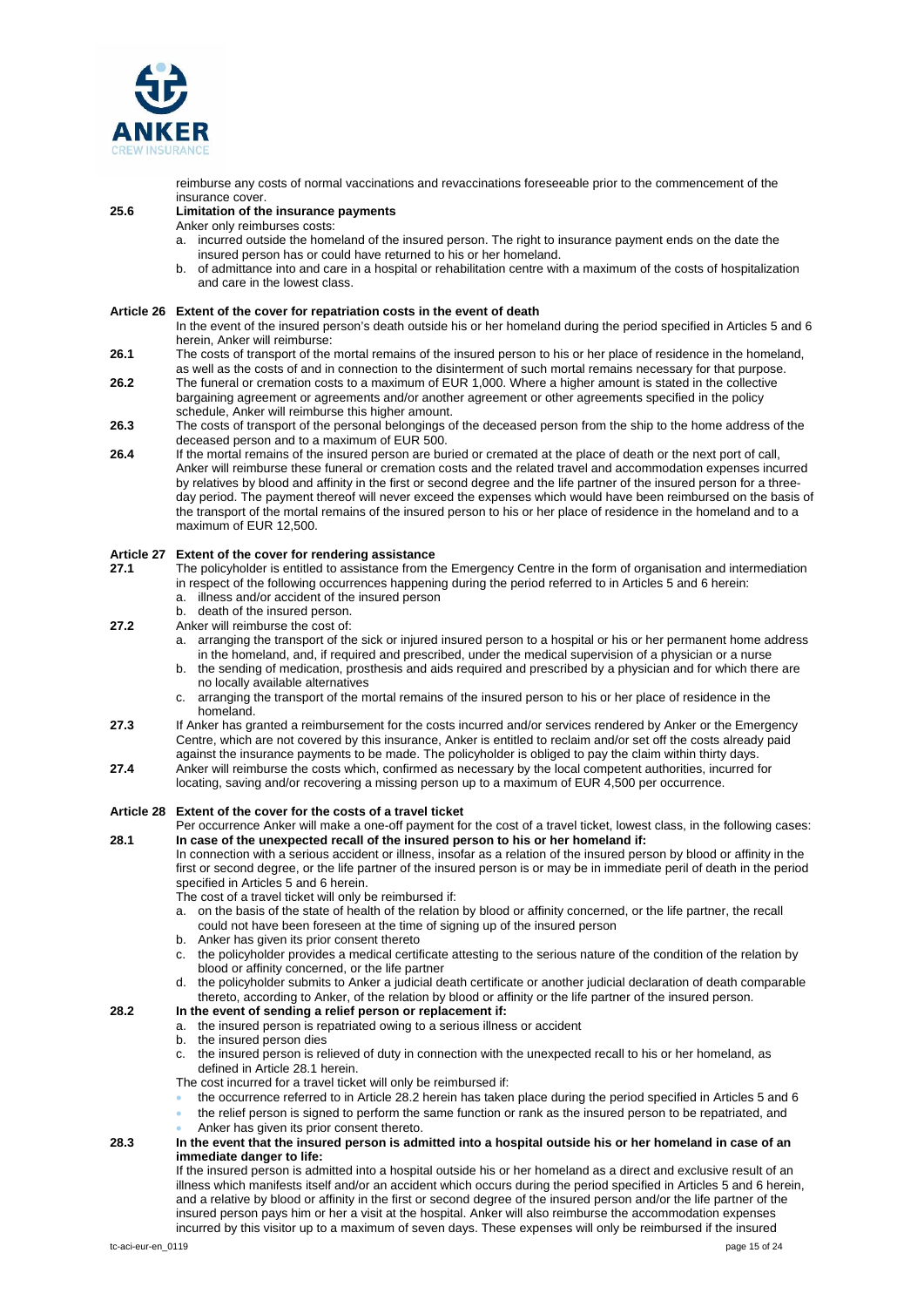reimburse any costs of normal vaccinations and revaccinations foreseeable prior to the commencement of the insurance cover.

**25.6 Limitation of the insurance payments**

Anker only reimburses costs:

a. incurred outside the homeland of the insured person. The right to insurance payment ends on the date the insured person has or could have returned to his or her homeland.
b. of admittance into and care in a hospital or rehabilitation centre with a maximum of the costs of hospitalization and care in the lowest class.

### Article 26 Extent of the cover for repatriation costs in the event of death

In the event of the insured person's death outside his or her homeland during the period specified in Articles 5 and 6 herein, Anker will reimburse:

**26.1** The costs of transport of the mortal remains of the insured person to his or her place of residence in the homeland, as well as the costs of and in connection to the disinterment of such mortal remains necessary for that purpose.

**26.2** The funeral or cremation costs to a maximum of EUR 1,000. Where a higher amount is stated in the collective bargaining agreement or agreements and/or another agreement or other agreements specified in the policy schedule, Anker will reimburse this higher amount.

**26.3** The costs of transport of the personal belongings of the deceased person from the ship to the home address of the deceased person and to a maximum of EUR 500.

**26.4** If the mortal remains of the insured person are buried or cremated at the place of death or the next port of call, Anker will reimburse these funeral or cremation costs and the related travel and accommodation expenses incurred by relatives by blood and affinity in the first or second degree and the life partner of the insured person for a three-day period. The payment thereof will never exceed the expenses which would have been reimbursed on the basis of the transport of the mortal remains of the insured person to his or her place of residence in the homeland and to a maximum of EUR 12,500.

### Article 27 Extent of the cover for rendering assistance

**27.1** The policyholder is entitled to assistance from the Emergency Centre in the form of organisation and intermediation in respect of the following occurrences happening during the period referred to in Articles 5 and 6 herein:

a. illness and/or accident of the insured person
b. death of the insured person.

**27.2** Anker will reimburse the cost of:

a. arranging the transport of the sick or injured insured person to a hospital or his or her permanent home address in the homeland, and, if required and prescribed, under the medical supervision of a physician or a nurse
b. the sending of medication, prosthesis and aids required and prescribed by a physician and for which there are no locally available alternatives
c. arranging the transport of the mortal remains of the insured person to his or her place of residence in the homeland.

**27.3** If Anker has granted a reimbursement for the costs incurred and/or services rendered by Anker or the Emergency Centre, which are not covered by this insurance, Anker is entitled to reclaim and/or set off the costs already paid against the insurance payments to be made. The policyholder is obliged to pay the claim within thirty days.

**27.4** Anker will reimburse the costs which, confirmed as necessary by the local competent authorities, incurred for locating, saving and/or recovering a missing person up to a maximum of EUR 4,500 per occurrence.

### Article 28 Extent of the cover for the costs of a travel ticket

Per occurrence Anker will make a one-off payment for the cost of a travel ticket, lowest class, in the following cases:

**28.1 In case of the unexpected recall of the insured person to his or her homeland if:**

In connection with a serious accident or illness, insofar as a relation of the insured person by blood or affinity in the first or second degree, or the life partner of the insured person is or may be in immediate peril of death in the period specified in Articles 5 and 6 herein.

The cost of a travel ticket will only be reimbursed if:

a. on the basis of the state of health of the relation by blood or affinity concerned, or the life partner, the recall could not have been foreseen at the time of signing up of the insured person
b. Anker has given its prior consent thereto
c. the policyholder provides a medical certificate attesting to the serious nature of the condition of the relation by blood or affinity concerned, or the life partner
d. the policyholder submits to Anker a judicial death certificate or another judicial declaration of death comparable thereto, according to Anker, of the relation by blood or affinity or the life partner of the insured person.

**28.2 In the event of sending a relief person or replacement if:**

a. the insured person is repatriated owing to a serious illness or accident
b. the insured person dies
c. the insured person is relieved of duty in connection with the unexpected recall to his or her homeland, as defined in Article 28.1 herein.

The cost incurred for a travel ticket will only be reimbursed if:

- the occurrence referred to in Article 28.2 herein has taken place during the period specified in Articles 5 and 6
- the relief person is signed to perform the same function or rank as the insured person to be repatriated, and
- Anker has given its prior consent thereto.

**28.3 In the event that the insured person is admitted into a hospital outside his or her homeland in case of an immediate danger to life:**

If the insured person is admitted into a hospital outside his or her homeland as a direct and exclusive result of an illness which manifests itself and/or an accident which occurs during the period specified in Articles 5 and 6 herein, and a relative by blood or affinity in the first or second degree of the insured person and/or the life partner of the insured person pays him or her a visit at the hospital. Anker will also reimburse the accommodation expenses incurred by this visitor up to a maximum of seven days. These expenses will only be reimbursed if the insured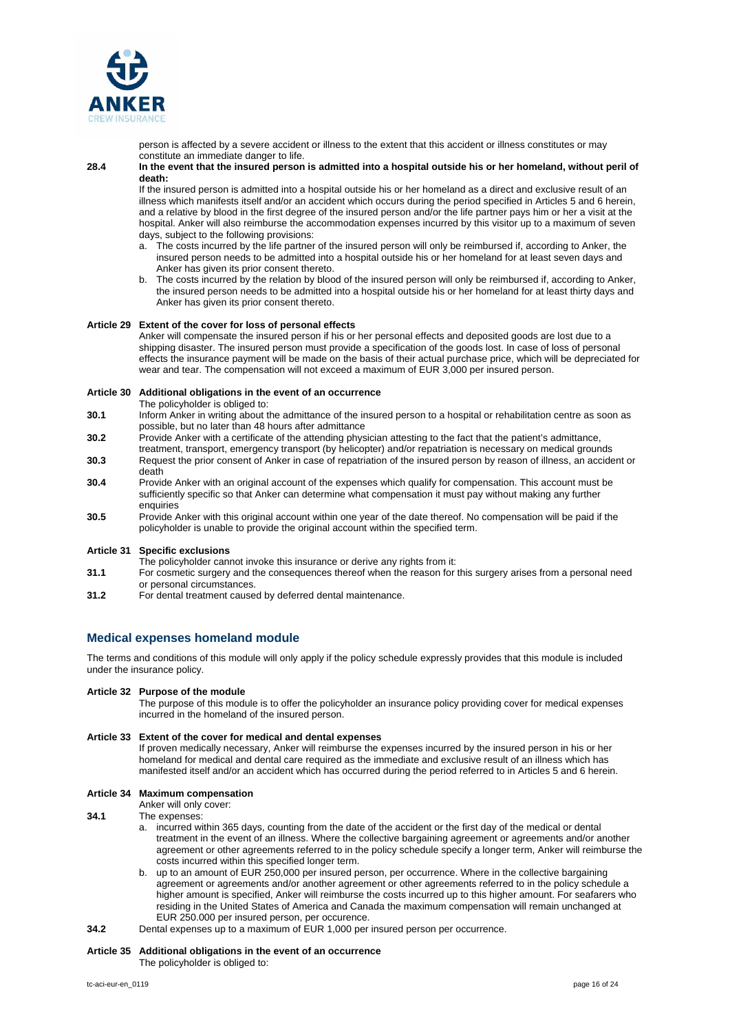person is affected by a severe accident or illness to the extent that this accident or illness constitutes or may constitute an immediate danger to life.

**28.4 In the event that the insured person is admitted into a hospital outside his or her homeland, without peril of death:**

If the insured person is admitted into a hospital outside his or her homeland as a direct and exclusive result of an illness which manifests itself and/or an accident which occurs during the period specified in Articles 5 and 6 herein, and a relative by blood in the first degree of the insured person and/or the life partner pays him or her a visit at the hospital. Anker will also reimburse the accommodation expenses incurred by this visitor up to a maximum of seven days, subject to the following provisions:

a. The costs incurred by the life partner of the insured person will only be reimbursed if, according to Anker, the insured person needs to be admitted into a hospital outside his or her homeland for at least seven days and Anker has given its prior consent thereto.
b. The costs incurred by the relation by blood of the insured person will only be reimbursed if, according to Anker, the insured person needs to be admitted into a hospital outside his or her homeland for at least thirty days and Anker has given its prior consent thereto.

**Article 29 Extent of the cover for loss of personal effects**

Anker will compensate the insured person if his or her personal effects and deposited goods are lost due to a shipping disaster. The insured person must provide a specification of the goods lost. In case of loss of personal effects the insurance payment will be made on the basis of their actual purchase price, which will be depreciated for wear and tear. The compensation will not exceed a maximum of EUR 3,000 per insured person.

**Article 30 Additional obligations in the event of an occurrence**

The policyholder is obliged to:

**30.1** Inform Anker in writing about the admittance of the insured person to a hospital or rehabilitation centre as soon as possible, but no later than 48 hours after admittance

**30.2** Provide Anker with a certificate of the attending physician attesting to the fact that the patient's admittance, treatment, transport, emergency transport (by helicopter) and/or repatriation is necessary on medical grounds

**30.3** Request the prior consent of Anker in case of repatriation of the insured person by reason of illness, an accident or death

**30.4** Provide Anker with an original account of the expenses which qualify for compensation. This account must be sufficiently specific so that Anker can determine what compensation it must pay without making any further enquiries

**30.5** Provide Anker with this original account within one year of the date thereof. No compensation will be paid if the policyholder is unable to provide the original account within the specified term.

**Article 31 Specific exclusions**

The policyholder cannot invoke this insurance or derive any rights from it:

**31.1** For cosmetic surgery and the consequences thereof when the reason for this surgery arises from a personal need or personal circumstances.

**31.2** For dental treatment caused by deferred dental maintenance.

## Medical expenses homeland module

The terms and conditions of this module will only apply if the policy schedule expressly provides that this module is included under the insurance policy.

**Article 32 Purpose of the module**

The purpose of this module is to offer the policyholder an insurance policy providing cover for medical expenses incurred in the homeland of the insured person.

**Article 33 Extent of the cover for medical and dental expenses**

If proven medically necessary, Anker will reimburse the expenses incurred by the insured person in his or her homeland for medical and dental care required as the immediate and exclusive result of an illness which has manifested itself and/or an accident which has occurred during the period referred to in Articles 5 and 6 herein.

**Article 34 Maximum compensation**

Anker will only cover:

**34.1** The expenses:

a. incurred within 365 days, counting from the date of the accident or the first day of the medical or dental treatment in the event of an illness. Where the collective bargaining agreement or agreements and/or another agreement or other agreements referred to in the policy schedule specify a longer term, Anker will reimburse the costs incurred within this specified longer term.
b. up to an amount of EUR 250,000 per insured person, per occurrence. Where in the collective bargaining agreement or agreements and/or another agreement or other agreements referred to in the policy schedule a higher amount is specified, Anker will reimburse the costs incurred up to this higher amount. For seafarers who residing in the United States of America and Canada the maximum compensation will remain unchanged at EUR 250.000 per insured person, per occurence.

**34.2** Dental expenses up to a maximum of EUR 1,000 per insured person per occurrence.

**Article 35 Additional obligations in the event of an occurrence**

The policyholder is obliged to: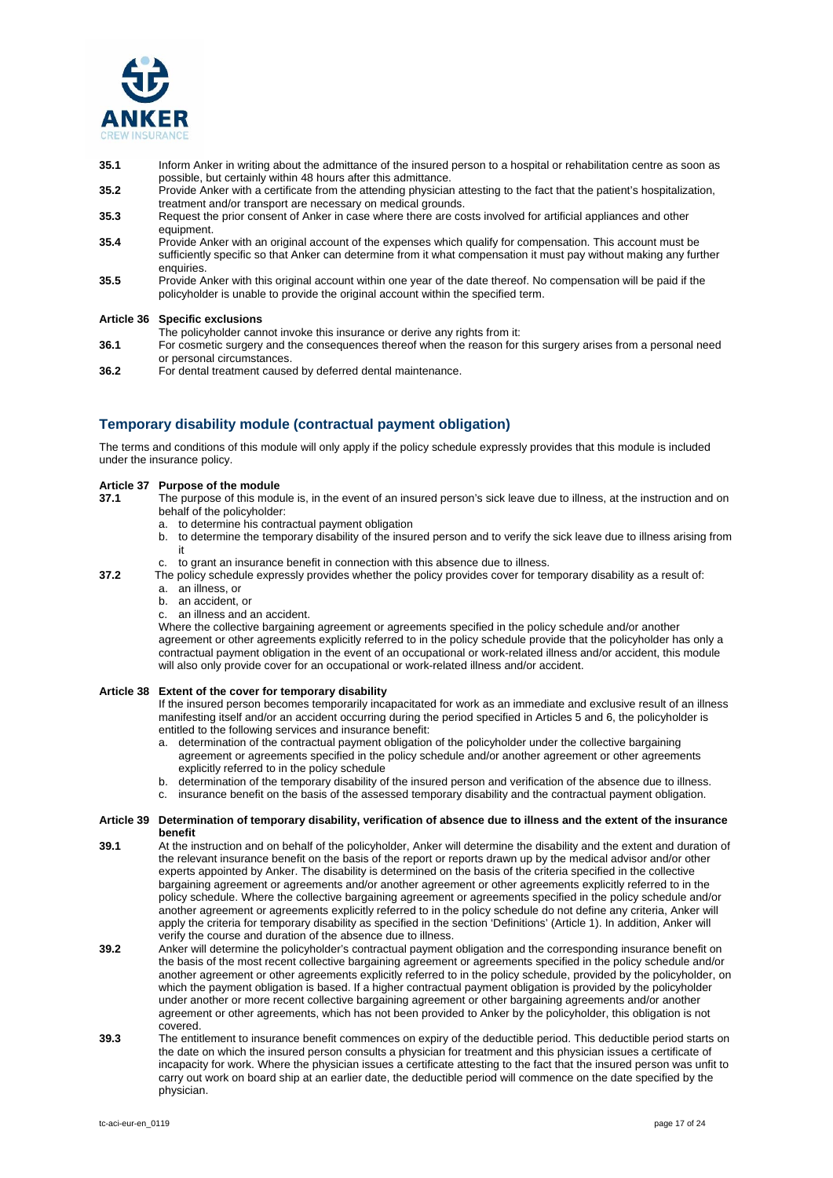**35.1** Inform Anker in writing about the admittance of the insured person to a hospital or rehabilitation centre as soon as possible, but certainly within 48 hours after this admittance.

**35.2** Provide Anker with a certificate from the attending physician attesting to the fact that the patient's hospitalization, treatment and/or transport are necessary on medical grounds.

**35.3** Request the prior consent of Anker in case where there are costs involved for artificial appliances and other equipment.

**35.4** Provide Anker with an original account of the expenses which qualify for compensation. This account must be sufficiently specific so that Anker can determine from it what compensation it must pay without making any further enquiries.

**35.5** Provide Anker with this original account within one year of the date thereof. No compensation will be paid if the policyholder is unable to provide the original account within the specified term.

**Article 36 Specific exclusions**

The policyholder cannot invoke this insurance or derive any rights from it:

**36.1** For cosmetic surgery and the consequences thereof when the reason for this surgery arises from a personal need or personal circumstances.

**36.2** For dental treatment caused by deferred dental maintenance.

## Temporary disability module (contractual payment obligation)

The terms and conditions of this module will only apply if the policy schedule expressly provides that this module is included under the insurance policy.

**Article 37 Purpose of the module**

**37.1** The purpose of this module is, in the event of an insured person's sick leave due to illness, at the instruction and on behalf of the policyholder:

a. to determine his contractual payment obligation
b. to determine the temporary disability of the insured person and to verify the sick leave due to illness arising from it
c. to grant an insurance benefit in connection with this absence due to illness.

**37.2** The policy schedule expressly provides whether the policy provides cover for temporary disability as a result of:

a. an illness, or
b. an accident, or
c. an illness and an accident.

Where the collective bargaining agreement or agreements specified in the policy schedule and/or another agreement or other agreements explicitly referred to in the policy schedule provide that the policyholder has only a contractual payment obligation in the event of an occupational or work-related illness and/or accident, this module will also only provide cover for an occupational or work-related illness and/or accident.

**Article 38 Extent of the cover for temporary disability**

If the insured person becomes temporarily incapacitated for work as an immediate and exclusive result of an illness manifesting itself and/or an accident occurring during the period specified in Articles 5 and 6, the policyholder is entitled to the following services and insurance benefit:

a. determination of the contractual payment obligation of the policyholder under the collective bargaining agreement or agreements specified in the policy schedule and/or another agreement or other agreements explicitly referred to in the policy schedule
b. determination of the temporary disability of the insured person and verification of the absence due to illness.
c. insurance benefit on the basis of the assessed temporary disability and the contractual payment obligation.

**Article 39 Determination of temporary disability, verification of absence due to illness and the extent of the insurance benefit**

**39.1** At the instruction and on behalf of the policyholder, Anker will determine the disability and the extent and duration of the relevant insurance benefit on the basis of the report or reports drawn up by the medical advisor and/or other experts appointed by Anker. The disability is determined on the basis of the criteria specified in the collective bargaining agreement or agreements and/or another agreement or other agreements explicitly referred to in the policy schedule. Where the collective bargaining agreement or agreements specified in the policy schedule and/or another agreement or agreements explicitly referred to in the policy schedule do not define any criteria, Anker will apply the criteria for temporary disability as specified in the section 'Definitions' (Article 1). In addition, Anker will verify the course and duration of the absence due to illness.

**39.2** Anker will determine the policyholder's contractual payment obligation and the corresponding insurance benefit on the basis of the most recent collective bargaining agreement or agreements specified in the policy schedule and/or another agreement or other agreements explicitly referred to in the policy schedule, provided by the policyholder, on which the payment obligation is based. If a higher contractual payment obligation is provided by the policyholder under another or more recent collective bargaining agreement or other bargaining agreements and/or another agreement or other agreements, which has not been provided to Anker by the policyholder, this obligation is not covered.

**39.3** The entitlement to insurance benefit commences on expiry of the deductible period. This deductible period starts on the date on which the insured person consults a physician for treatment and this physician issues a certificate of incapacity for work. Where the physician issues a certificate attesting to the fact that the insured person was unfit to carry out work on board ship at an earlier date, the deductible period will commence on the date specified by the physician.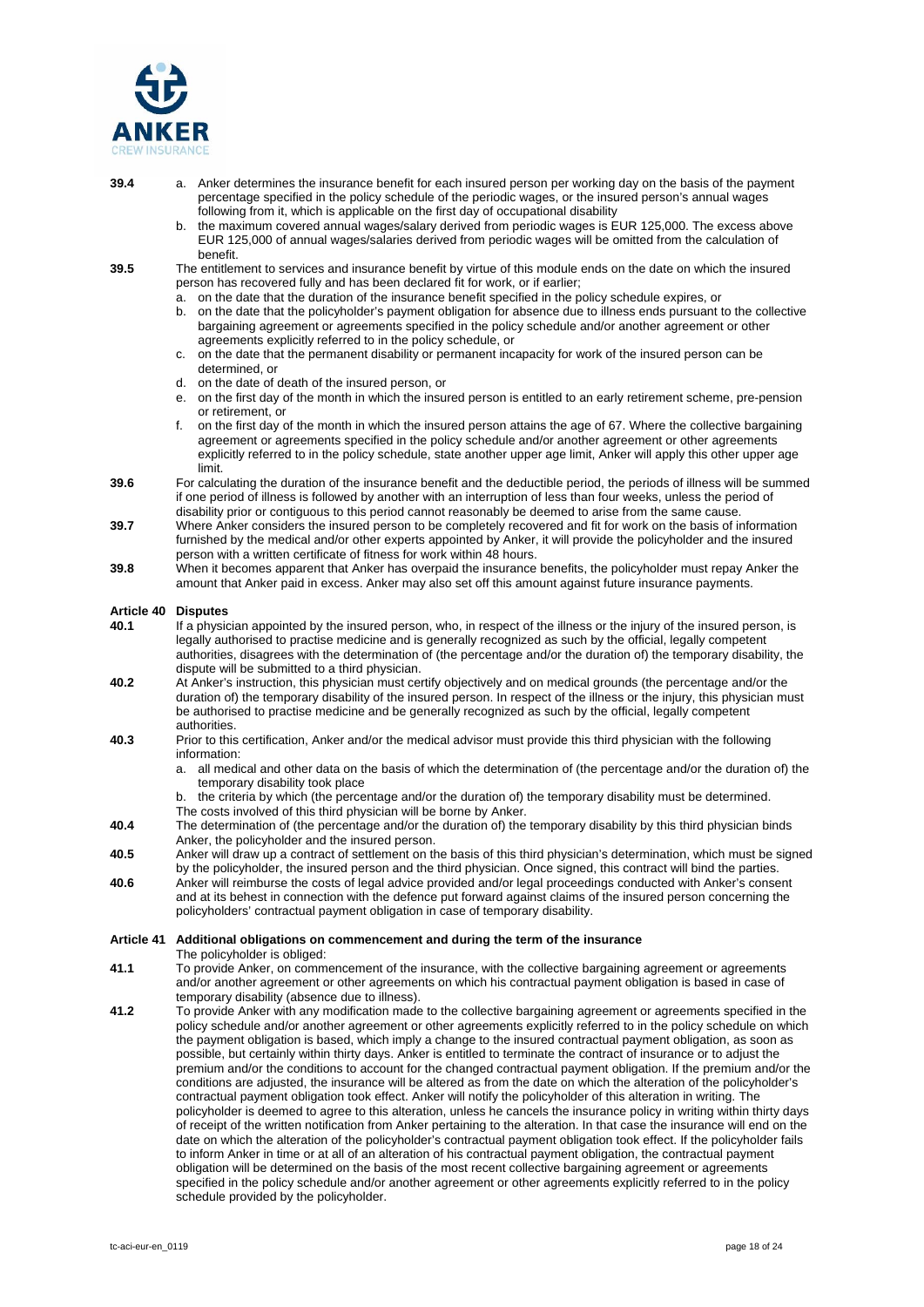**39.4**
a. Anker determines the insurance benefit for each insured person per working day on the basis of the payment percentage specified in the policy schedule of the periodic wages, or the insured person's annual wages following from it, which is applicable on the first day of occupational disability
b. the maximum covered annual wages/salary derived from periodic wages is EUR 125,000. The excess above EUR 125,000 of annual wages/salaries derived from periodic wages will be omitted from the calculation of benefit.

**39.5** The entitlement to services and insurance benefit by virtue of this module ends on the date on which the insured person has recovered fully and has been declared fit for work, or if earlier;
a. on the date that the duration of the insurance benefit specified in the policy schedule expires, or
b. on the date that the policyholder's payment obligation for absence due to illness ends pursuant to the collective bargaining agreement or agreements specified in the policy schedule and/or another agreement or other agreements explicitly referred to in the policy schedule, or
c. on the date that the permanent disability or permanent incapacity for work of the insured person can be determined, or
d. on the date of death of the insured person, or
e. on the first day of the month in which the insured person is entitled to an early retirement scheme, pre-pension or retirement, or
f. on the first day of the month in which the insured person attains the age of 67. Where the collective bargaining agreement or agreements specified in the policy schedule and/or another agreement or other agreements explicitly referred to in the policy schedule, state another upper age limit, Anker will apply this other upper age limit.

**39.6** For calculating the duration of the insurance benefit and the deductible period, the periods of illness will be summed if one period of illness is followed by another with an interruption of less than four weeks, unless the period of disability prior or contiguous to this period cannot reasonably be deemed to arise from the same cause.

**39.7** Where Anker considers the insured person to be completely recovered and fit for work on the basis of information furnished by the medical and/or other experts appointed by Anker, it will provide the policyholder and the insured person with a written certificate of fitness for work within 48 hours.

**39.8** When it becomes apparent that Anker has overpaid the insurance benefits, the policyholder must repay Anker the amount that Anker paid in excess. Anker may also set off this amount against future insurance payments.

## Article 40 Disputes

**40.1** If a physician appointed by the insured person, who, in respect of the illness or the injury of the insured person, is legally authorised to practise medicine and is generally recognized as such by the official, legally competent authorities, disagrees with the determination of (the percentage and/or the duration of) the temporary disability, the dispute will be submitted to a third physician.

**40.2** At Anker's instruction, this physician must certify objectively and on medical grounds (the percentage and/or the duration of) the temporary disability of the insured person. In respect of the illness or the injury, this physician must be authorised to practise medicine and be generally recognized as such by the official, legally competent authorities.

**40.3** Prior to this certification, Anker and/or the medical advisor must provide this third physician with the following information:
a. all medical and other data on the basis of which the determination of (the percentage and/or the duration of) the temporary disability took place
b. the criteria by which (the percentage and/or the duration of) the temporary disability must be determined.

The costs involved of this third physician will be borne by Anker.

**40.4** The determination of (the percentage and/or the duration of) the temporary disability by this third physician binds Anker, the policyholder and the insured person.

**40.5** Anker will draw up a contract of settlement on the basis of this third physician's determination, which must be signed by the policyholder, the insured person and the third physician. Once signed, this contract will bind the parties.

**40.6** Anker will reimburse the costs of legal advice provided and/or legal proceedings conducted with Anker's consent and at its behest in connection with the defence put forward against claims of the insured person concerning the policyholders' contractual payment obligation in case of temporary disability.

## Article 41 Additional obligations on commencement and during the term of the insurance

The policyholder is obliged:

**41.1** To provide Anker, on commencement of the insurance, with the collective bargaining agreement or agreements and/or another agreement or other agreements on which his contractual payment obligation is based in case of temporary disability (absence due to illness).

**41.2** To provide Anker with any modification made to the collective bargaining agreement or agreements specified in the policy schedule and/or another agreement or other agreements explicitly referred to in the policy schedule on which the payment obligation is based, which imply a change to the insured contractual payment obligation, as soon as possible, but certainly within thirty days. Anker is entitled to terminate the contract of insurance or to adjust the premium and/or the conditions to account for the changed contractual payment obligation. If the premium and/or the conditions are adjusted, the insurance will be altered as from the date on which the alteration of the policyholder's contractual payment obligation took effect. Anker will notify the policyholder of this alteration in writing. The policyholder is deemed to agree to this alteration, unless he cancels the insurance policy in writing within thirty days of receipt of the written notification from Anker pertaining to the alteration. In that case the insurance will end on the date on which the alteration of the policyholder's contractual payment obligation took effect. If the policyholder fails to inform Anker in time or at all of an alteration of his contractual payment obligation, the contractual payment obligation will be determined on the basis of the most recent collective bargaining agreement or agreements specified in the policy schedule and/or another agreement or other agreements explicitly referred to in the policy schedule provided by the policyholder.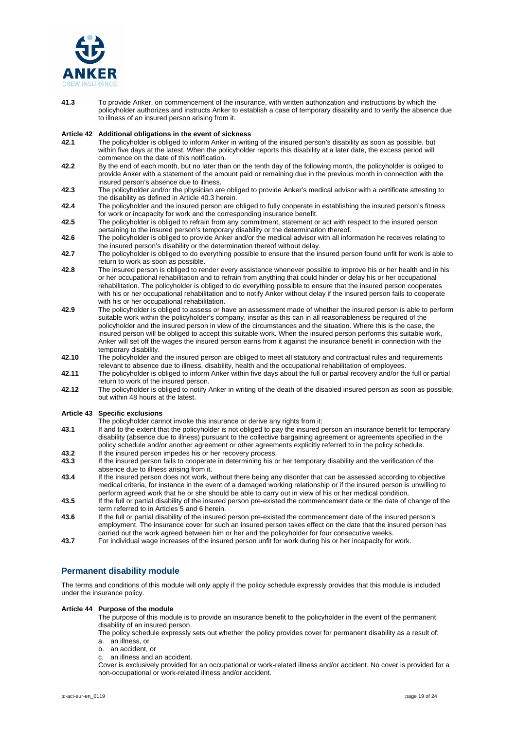**41.3** To provide Anker, on commencement of the insurance, with written authorization and instructions by which the policyholder authorizes and instructs Anker to establish a case of temporary disability and to verify the absence due to illness of an insured person arising from it.

**Article 42 Additional obligations in the event of sickness**

**42.1** The policyholder is obliged to inform Anker in writing of the insured person's disability as soon as possible, but within five days at the latest. When the policyholder reports this disability at a later date, the excess period will commence on the date of this notification.

**42.2** By the end of each month, but no later than on the tenth day of the following month, the policyholder is obliged to provide Anker with a statement of the amount paid or remaining due in the previous month in connection with the insured person's absence due to illness.

**42.3** The policyholder and/or the physician are obliged to provide Anker's medical advisor with a certificate attesting to the disability as defined in Article 40.3 herein.

**42.4** The policyholder and the insured person are obliged to fully cooperate in establishing the insured person's fitness for work or incapacity for work and the corresponding insurance benefit.

**42.5** The policyholder is obliged to refrain from any commitment, statement or act with respect to the insured person pertaining to the insured person's temporary disability or the determination thereof.

**42.6** The policyholder is obliged to provide Anker and/or the medical advisor with all information he receives relating to the insured person's disability or the determination thereof without delay.

**42.7** The policyholder is obliged to do everything possible to ensure that the insured person found unfit for work is able to return to work as soon as possible.

**42.8** The insured person is obliged to render every assistance whenever possible to improve his or her health and in his or her occupational rehabilitation and to refrain from anything that could hinder or delay his or her occupational rehabilitation. The policyholder is obliged to do everything possible to ensure that the insured person cooperates with his or her occupational rehabilitation and to notify Anker without delay if the insured person fails to cooperate with his or her occupational rehabilitation.

**42.9** The policyholder is obliged to assess or have an assessment made of whether the insured person is able to perform suitable work within the policyholder's company, insofar as this can in all reasonableness be required of the policyholder and the insured person in view of the circumstances and the situation. Where this is the case, the insured person will be obliged to accept this suitable work. When the insured person performs this suitable work, Anker will set off the wages the insured person earns from it against the insurance benefit in connection with the temporary disability.

**42.10** The policyholder and the insured person are obliged to meet all statutory and contractual rules and requirements relevant to absence due to illness, disability, health and the occupational rehabilitation of employees.

**42.11** The policyholder is obliged to inform Anker within five days about the full or partial recovery and/or the full or partial return to work of the insured person.

**42.12** The policyholder is obliged to notify Anker in writing of the death of the disabled insured person as soon as possible, but within 48 hours at the latest.

**Article 43 Specific exclusions**

The policyholder cannot invoke this insurance or derive any rights from it:

**43.1** If and to the extent that the policyholder is not obliged to pay the insured person an insurance benefit for temporary disability (absence due to illness) pursuant to the collective bargaining agreement or agreements specified in the policy schedule and/or another agreement or other agreements explicitly referred to in the policy schedule.

**43.2** If the insured person impedes his or her recovery process.

**43.3** If the insured person fails to cooperate in determining his or her temporary disability and the verification of the absence due to illness arising from it.

**43.4** If the insured person does not work, without there being any disorder that can be assessed according to objective medical criteria, for instance in the event of a damaged working relationship or if the insured person is unwilling to perform agreed work that he or she should be able to carry out in view of his or her medical condition.

**43.5** If the full or partial disability of the insured person pre-existed the commencement date or the date of change of the term referred to in Articles 5 and 6 herein.

**43.6** If the full or partial disability of the insured person pre-existed the commencement date of the insured person's employment. The insurance cover for such an insured person takes effect on the date that the insured person has carried out the work agreed between him or her and the policyholder for four consecutive weeks.

**43.7** For individual wage increases of the insured person unfit for work during his or her incapacity for work.

## Permanent disability module

The terms and conditions of this module will only apply if the policy schedule expressly provides that this module is included under the insurance policy.

**Article 44 Purpose of the module**

The purpose of this module is to provide an insurance benefit to the policyholder in the event of the permanent disability of an insured person.

The policy schedule expressly sets out whether the policy provides cover for permanent disability as a result of:

a. an illness, or
b. an accident, or
c. an illness and an accident.

Cover is exclusively provided for an occupational or work-related illness and/or accident. No cover is provided for a non-occupational or work-related illness and/or accident.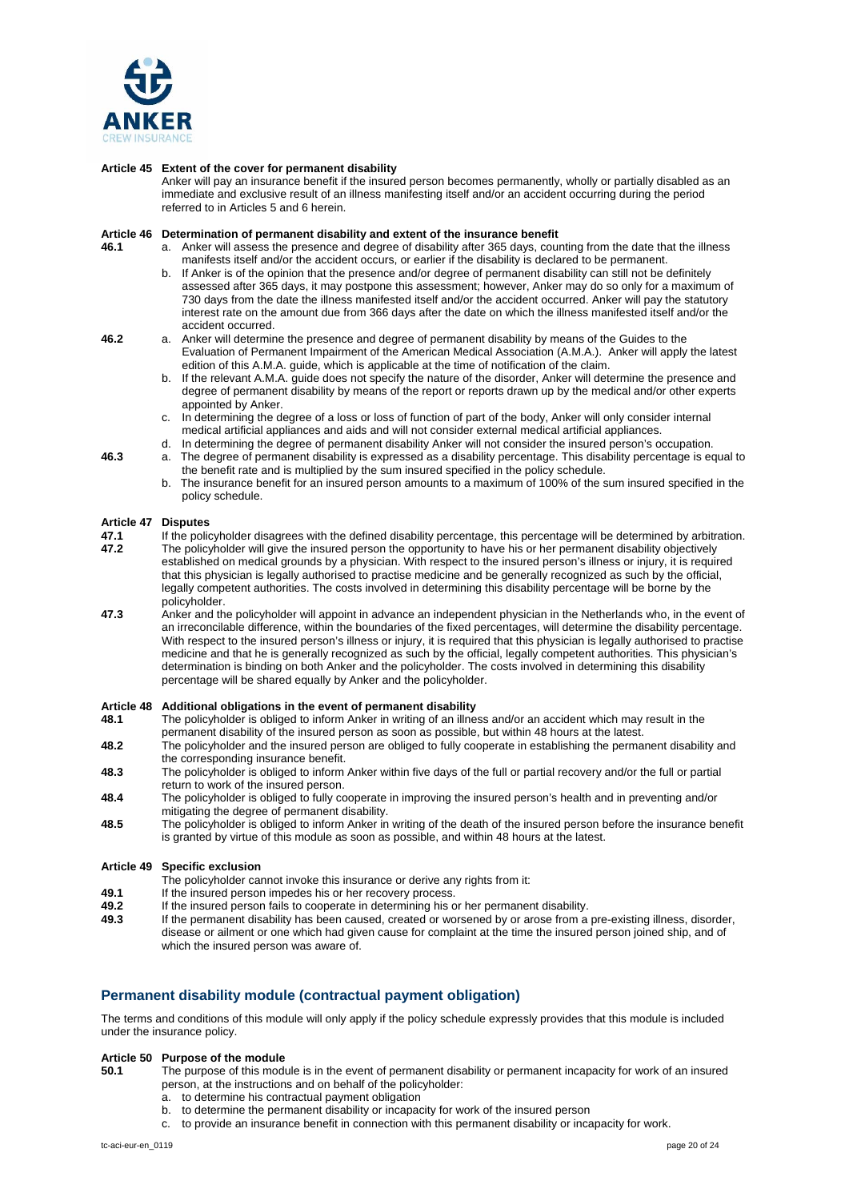**Article 45 Extent of the cover for permanent disability**

Anker will pay an insurance benefit if the insured person becomes permanently, wholly or partially disabled as an immediate and exclusive result of an illness manifesting itself and/or an accident occurring during the period referred to in Articles 5 and 6 herein.

**Article 46 Determination of permanent disability and extent of the insurance benefit**

**46.1**

a. Anker will assess the presence and degree of disability after 365 days, counting from the date that the illness manifests itself and/or the accident occurs, or earlier if the disability is declared to be permanent.

b. If Anker is of the opinion that the presence and/or degree of permanent disability can still not be definitely assessed after 365 days, it may postpone this assessment; however, Anker may do so only for a maximum of 730 days from the date the illness manifested itself and/or the accident occurred. Anker will pay the statutory interest rate on the amount due from 366 days after the date on which the illness manifested itself and/or the accident occurred.

**46.2**

a. Anker will determine the presence and degree of permanent disability by means of the Guides to the Evaluation of Permanent Impairment of the American Medical Association (A.M.A.). Anker will apply the latest edition of this A.M.A. guide, which is applicable at the time of notification of the claim.

b. If the relevant A.M.A. guide does not specify the nature of the disorder, Anker will determine the presence and degree of permanent disability by means of the report or reports drawn up by the medical and/or other experts appointed by Anker.

c. In determining the degree of a loss or loss of function of part of the body, Anker will only consider internal medical artificial appliances and aids and will not consider external medical artificial appliances.

d. In determining the degree of permanent disability Anker will not consider the insured person's occupation.

**46.3**

a. The degree of permanent disability is expressed as a disability percentage. This disability percentage is equal to the benefit rate and is multiplied by the sum insured specified in the policy schedule.

b. The insurance benefit for an insured person amounts to a maximum of 100% of the sum insured specified in the policy schedule.

**Article 47 Disputes**

**47.1** If the policyholder disagrees with the defined disability percentage, this percentage will be determined by arbitration.

**47.2** The policyholder will give the insured person the opportunity to have his or her permanent disability objectively established on medical grounds by a physician. With respect to the insured person's illness or injury, it is required that this physician is legally authorised to practise medicine and be generally recognized as such by the official, legally competent authorities. The costs involved in determining this disability percentage will be borne by the policyholder.

**47.3** Anker and the policyholder will appoint in advance an independent physician in the Netherlands who, in the event of an irreconcilable difference, within the boundaries of the fixed percentages, will determine the disability percentage. With respect to the insured person's illness or injury, it is required that this physician is legally authorised to practise medicine and that he is generally recognized as such by the official, legally competent authorities. This physician's determination is binding on both Anker and the policyholder. The costs involved in determining this disability percentage will be shared equally by Anker and the policyholder.

**Article 48 Additional obligations in the event of permanent disability**

**48.1** The policyholder is obliged to inform Anker in writing of an illness and/or an accident which may result in the permanent disability of the insured person as soon as possible, but within 48 hours at the latest.

**48.2** The policyholder and the insured person are obliged to fully cooperate in establishing the permanent disability and the corresponding insurance benefit.

**48.3** The policyholder is obliged to inform Anker within five days of the full or partial recovery and/or the full or partial return to work of the insured person.

**48.4** The policyholder is obliged to fully cooperate in improving the insured person's health and in preventing and/or mitigating the degree of permanent disability.

**48.5** The policyholder is obliged to inform Anker in writing of the death of the insured person before the insurance benefit is granted by virtue of this module as soon as possible, and within 48 hours at the latest.

**Article 49 Specific exclusion**

The policyholder cannot invoke this insurance or derive any rights from it:

**49.1** If the insured person impedes his or her recovery process.

**49.2** If the insured person fails to cooperate in determining his or her permanent disability.

**49.3** If the permanent disability has been caused, created or worsened by or arose from a pre-existing illness, disorder, disease or ailment or one which had given cause for complaint at the time the insured person joined ship, and of which the insured person was aware of.

## Permanent disability module (contractual payment obligation)

The terms and conditions of this module will only apply if the policy schedule expressly provides that this module is included under the insurance policy.

**Article 50 Purpose of the module**

**50.1** The purpose of this module is in the event of permanent disability or permanent incapacity for work of an insured person, at the instructions and on behalf of the policyholder:

a. to determine his contractual payment obligation

b. to determine the permanent disability or incapacity for work of the insured person

c. to provide an insurance benefit in connection with this permanent disability or incapacity for work.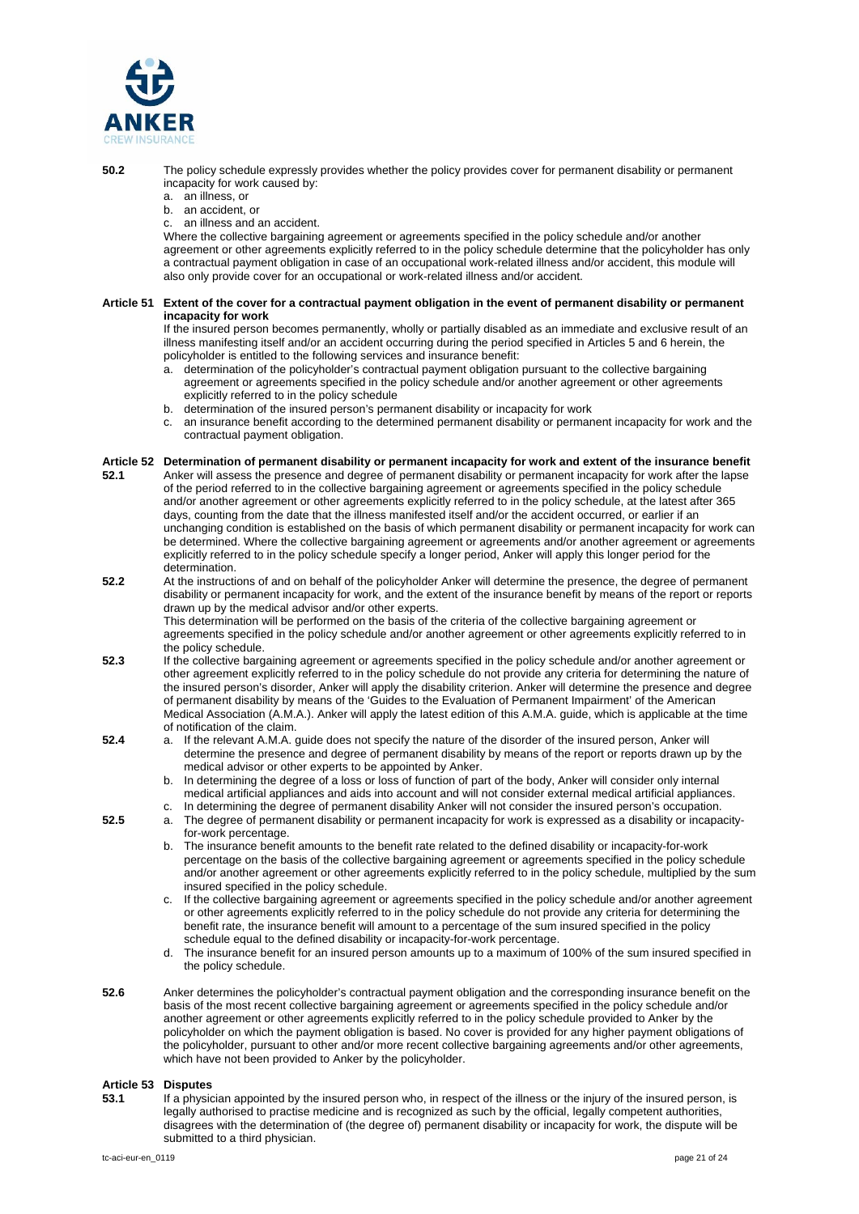**50.2** The policy schedule expressly provides whether the policy provides cover for permanent disability or permanent incapacity for work caused by:

a. an illness, or
b. an accident, or
c. an illness and an accident.

Where the collective bargaining agreement or agreements specified in the policy schedule and/or another agreement or other agreements explicitly referred to in the policy schedule determine that the policyholder has only a contractual payment obligation in case of an occupational work-related illness and/or accident, this module will also only provide cover for an occupational or work-related illness and/or accident.

### Article 51 Extent of the cover for a contractual payment obligation in the event of permanent disability or permanent incapacity for work

If the insured person becomes permanently, wholly or partially disabled as an immediate and exclusive result of an illness manifesting itself and/or an accident occurring during the period specified in Articles 5 and 6 herein, the policyholder is entitled to the following services and insurance benefit:

a. determination of the policyholder's contractual payment obligation pursuant to the collective bargaining agreement or agreements specified in the policy schedule and/or another agreement or other agreements explicitly referred to in the policy schedule
b. determination of the insured person's permanent disability or incapacity for work
c. an insurance benefit according to the determined permanent disability or permanent incapacity for work and the contractual payment obligation.

### Article 52 Determination of permanent disability or permanent incapacity for work and extent of the insurance benefit

**52.1** Anker will assess the presence and degree of permanent disability or permanent incapacity for work after the lapse of the period referred to in the collective bargaining agreement or agreements specified in the policy schedule and/or another agreement or other agreements explicitly referred to in the policy schedule, at the latest after 365 days, counting from the date that the illness manifested itself and/or the accident occurred, or earlier if an unchanging condition is established on the basis of which permanent disability or permanent incapacity for work can be determined. Where the collective bargaining agreement or agreements and/or another agreement or agreements explicitly referred to in the policy schedule specify a longer period, Anker will apply this longer period for the determination.

**52.2** At the instructions of and on behalf of the policyholder Anker will determine the presence, the degree of permanent disability or permanent incapacity for work, and the extent of the insurance benefit by means of the report or reports drawn up by the medical advisor and/or other experts.
This determination will be performed on the basis of the criteria of the collective bargaining agreement or agreements specified in the policy schedule and/or another agreement or other agreements explicitly referred to in the policy schedule.

**52.3** If the collective bargaining agreement or agreements specified in the policy schedule and/or another agreement or other agreement explicitly referred to in the policy schedule do not provide any criteria for determining the nature of the insured person's disorder, Anker will apply the disability criterion. Anker will determine the presence and degree of permanent disability by means of the 'Guides to the Evaluation of Permanent Impairment' of the American Medical Association (A.M.A.). Anker will apply the latest edition of this A.M.A. guide, which is applicable at the time of notification of the claim.

**52.4**

a. If the relevant A.M.A. guide does not specify the nature of the disorder of the insured person, Anker will determine the presence and degree of permanent disability by means of the report or reports drawn up by the medical advisor or other experts to be appointed by Anker.
b. In determining the degree of a loss or loss of function of part of the body, Anker will consider only internal medical artificial appliances and aids into account and will not consider external medical artificial appliances.
c. In determining the degree of permanent disability Anker will not consider the insured person's occupation.

**52.5**

a. The degree of permanent disability or permanent incapacity for work is expressed as a disability or incapacity-for-work percentage.
b. The insurance benefit amounts to the benefit rate related to the defined disability or incapacity-for-work percentage on the basis of the collective bargaining agreement or agreements specified in the policy schedule and/or another agreement or other agreements explicitly referred to in the policy schedule, multiplied by the sum insured specified in the policy schedule.
c. If the collective bargaining agreement or agreements specified in the policy schedule and/or another agreement or other agreements explicitly referred to in the policy schedule do not provide any criteria for determining the benefit rate, the insurance benefit will amount to a percentage of the sum insured specified in the policy schedule equal to the defined disability or incapacity-for-work percentage.
d. The insurance benefit for an insured person amounts up to a maximum of 100% of the sum insured specified in the policy schedule.

**52.6** Anker determines the policyholder's contractual payment obligation and the corresponding insurance benefit on the basis of the most recent collective bargaining agreement or agreements specified in the policy schedule and/or another agreement or other agreements explicitly referred to in the policy schedule provided to Anker by the policyholder on which the payment obligation is based. No cover is provided for any higher payment obligations of the policyholder, pursuant to other and/or more recent collective bargaining agreements and/or other agreements, which have not been provided to Anker by the policyholder.

### Article 53 Disputes

**53.1** If a physician appointed by the insured person who, in respect of the illness or the injury of the insured person, is legally authorised to practise medicine and is recognized as such by the official, legally competent authorities, disagrees with the determination of (the degree of) permanent disability or incapacity for work, the dispute will be submitted to a third physician.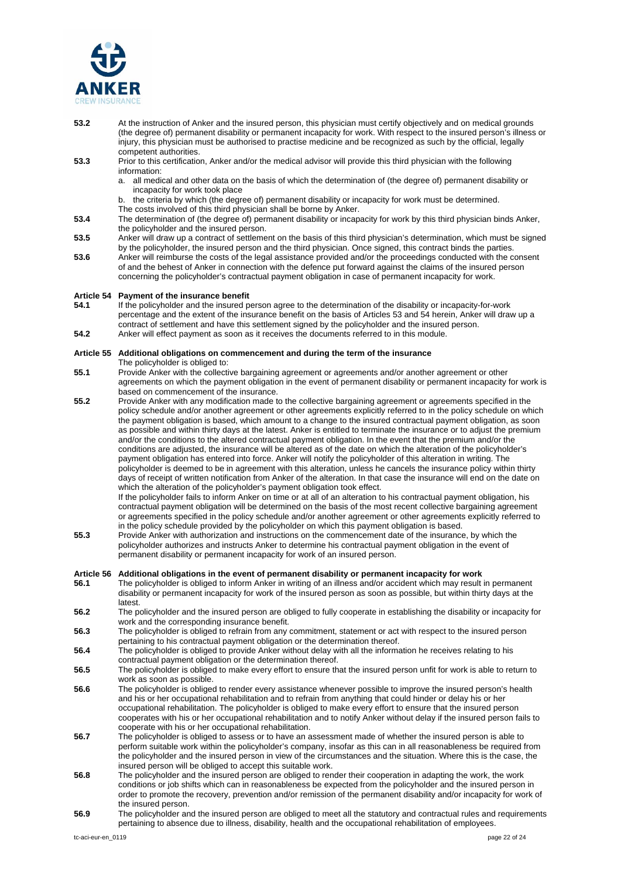**53.2** At the instruction of Anker and the insured person, this physician must certify objectively and on medical grounds (the degree of) permanent disability or permanent incapacity for work. With respect to the insured person's illness or injury, this physician must be authorised to practise medicine and be recognized as such by the official, legally competent authorities.

**53.3** Prior to this certification, Anker and/or the medical advisor will provide this third physician with the following information:

a. all medical and other data on the basis of which the determination of (the degree of) permanent disability or incapacity for work took place

b. the criteria by which (the degree of) permanent disability or incapacity for work must be determined.

The costs involved of this third physician shall be borne by Anker.

**53.4** The determination of (the degree of) permanent disability or incapacity for work by this third physician binds Anker, the policyholder and the insured person.

**53.5** Anker will draw up a contract of settlement on the basis of this third physician's determination, which must be signed by the policyholder, the insured person and the third physician. Once signed, this contract binds the parties.

**53.6** Anker will reimburse the costs of the legal assistance provided and/or the proceedings conducted with the consent of and the behest of Anker in connection with the defence put forward against the claims of the insured person concerning the policyholder's contractual payment obligation in case of permanent incapacity for work.

## Article 54 Payment of the insurance benefit

**54.1** If the policyholder and the insured person agree to the determination of the disability or incapacity-for-work percentage and the extent of the insurance benefit on the basis of Articles 53 and 54 herein, Anker will draw up a contract of settlement and have this settlement signed by the policyholder and the insured person.

**54.2** Anker will effect payment as soon as it receives the documents referred to in this module.

## Article 55 Additional obligations on commencement and during the term of the insurance

The policyholder is obliged to:

**55.1** Provide Anker with the collective bargaining agreement or agreements and/or another agreement or other agreements on which the payment obligation in the event of permanent disability or permanent incapacity for work is based on commencement of the insurance.

**55.2** Provide Anker with any modification made to the collective bargaining agreement or agreements specified in the policy schedule and/or another agreement or other agreements explicitly referred to in the policy schedule on which the payment obligation is based, which amount to a change to the insured contractual payment obligation, as soon as possible and within thirty days at the latest. Anker is entitled to terminate the insurance or to adjust the premium and/or the conditions to the altered contractual payment obligation. In the event that the premium and/or the conditions are adjusted, the insurance will be altered as of the date on which the alteration of the policyholder's payment obligation has entered into force. Anker will notify the policyholder of this alteration in writing. The policyholder is deemed to be in agreement with this alteration, unless he cancels the insurance policy within thirty days of receipt of written notification from Anker of the alteration. In that case the insurance will end on the date on which the alteration of the policyholder's payment obligation took effect.

If the policyholder fails to inform Anker on time or at all of an alteration to his contractual payment obligation, his contractual payment obligation will be determined on the basis of the most recent collective bargaining agreement or agreements specified in the policy schedule and/or another agreement or other agreements explicitly referred to in the policy schedule provided by the policyholder on which this payment obligation is based.

**55.3** Provide Anker with authorization and instructions on the commencement date of the insurance, by which the policyholder authorizes and instructs Anker to determine his contractual payment obligation in the event of permanent disability or permanent incapacity for work of an insured person.

## Article 56 Additional obligations in the event of permanent disability or permanent incapacity for work

**56.1** The policyholder is obliged to inform Anker in writing of an illness and/or accident which may result in permanent disability or permanent incapacity for work of the insured person as soon as possible, but within thirty days at the latest.

**56.2** The policyholder and the insured person are obliged to fully cooperate in establishing the disability or incapacity for work and the corresponding insurance benefit.

**56.3** The policyholder is obliged to refrain from any commitment, statement or act with respect to the insured person pertaining to his contractual payment obligation or the determination thereof.

**56.4** The policyholder is obliged to provide Anker without delay with all the information he receives relating to his contractual payment obligation or the determination thereof.

**56.5** The policyholder is obliged to make every effort to ensure that the insured person unfit for work is able to return to work as soon as possible.

**56.6** The policyholder is obliged to render every assistance whenever possible to improve the insured person's health and his or her occupational rehabilitation and to refrain from anything that could hinder or delay his or her occupational rehabilitation. The policyholder is obliged to make every effort to ensure that the insured person cooperates with his or her occupational rehabilitation and to notify Anker without delay if the insured person fails to cooperate with his or her occupational rehabilitation.

**56.7** The policyholder is obliged to assess or to have an assessment made of whether the insured person is able to perform suitable work within the policyholder's company, insofar as this can in all reasonableness be required from the policyholder and the insured person in view of the circumstances and the situation. Where this is the case, the insured person will be obliged to accept this suitable work.

**56.8** The policyholder and the insured person are obliged to render their cooperation in adapting the work, the work conditions or job shifts which can in reasonableness be expected from the policyholder and the insured person in order to promote the recovery, prevention and/or remission of the permanent disability and/or incapacity for work of the insured person.

**56.9** The policyholder and the insured person are obliged to meet all the statutory and contractual rules and requirements pertaining to absence due to illness, disability, health and the occupational rehabilitation of employees.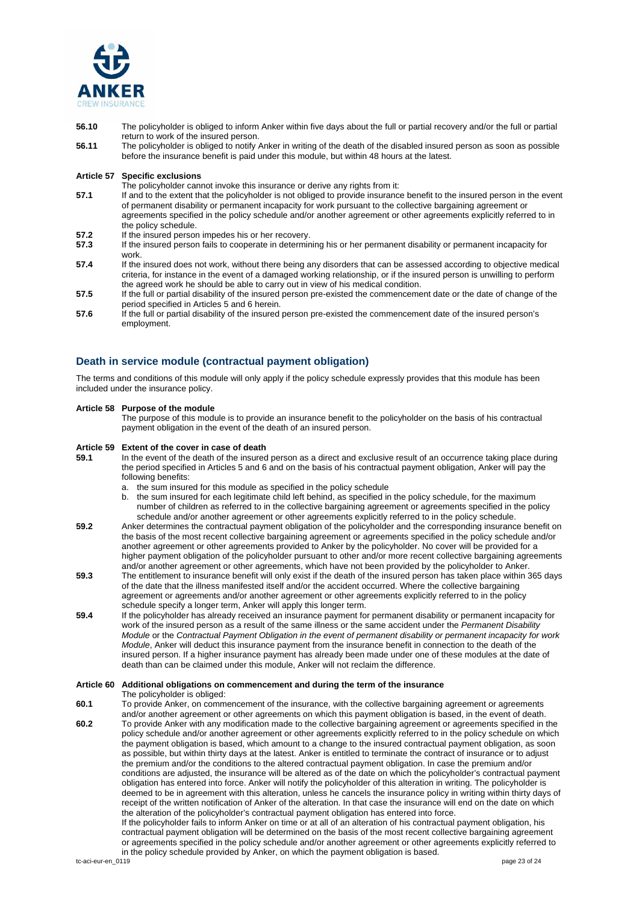**56.10** The policyholder is obliged to inform Anker within five days about the full or partial recovery and/or the full or partial return to work of the insured person.

**56.11** The policyholder is obliged to notify Anker in writing of the death of the disabled insured person as soon as possible before the insurance benefit is paid under this module, but within 48 hours at the latest.

**Article 57 Specific exclusions**

The policyholder cannot invoke this insurance or derive any rights from it:

**57.1** If and to the extent that the policyholder is not obliged to provide insurance benefit to the insured person in the event of permanent disability or permanent incapacity for work pursuant to the collective bargaining agreement or agreements specified in the policy schedule and/or another agreement or other agreements explicitly referred to in the policy schedule.

**57.2** If the insured person impedes his or her recovery.

**57.3** If the insured person fails to cooperate in determining his or her permanent disability or permanent incapacity for work.

**57.4** If the insured does not work, without there being any disorders that can be assessed according to objective medical criteria, for instance in the event of a damaged working relationship, or if the insured person is unwilling to perform the agreed work he should be able to carry out in view of his medical condition.

**57.5** If the full or partial disability of the insured person pre-existed the commencement date or the date of change of the period specified in Articles 5 and 6 herein.

**57.6** If the full or partial disability of the insured person pre-existed the commencement date of the insured person's employment.

## Death in service module (contractual payment obligation)

The terms and conditions of this module will only apply if the policy schedule expressly provides that this module has been included under the insurance policy.

**Article 58 Purpose of the module**

The purpose of this module is to provide an insurance benefit to the policyholder on the basis of his contractual payment obligation in the event of the death of an insured person.

**Article 59 Extent of the cover in case of death**

**59.1** In the event of the death of the insured person as a direct and exclusive result of an occurrence taking place during the period specified in Articles 5 and 6 and on the basis of his contractual payment obligation, Anker will pay the following benefits:

a. the sum insured for this module as specified in the policy schedule
b. the sum insured for each legitimate child left behind, as specified in the policy schedule, for the maximum number of children as referred to in the collective bargaining agreement or agreements specified in the policy schedule and/or another agreement or other agreements explicitly referred to in the policy schedule.

**59.2** Anker determines the contractual payment obligation of the policyholder and the corresponding insurance benefit on the basis of the most recent collective bargaining agreement or agreements specified in the policy schedule and/or another agreement or other agreements provided to Anker by the policyholder. No cover will be provided for a higher payment obligation of the policyholder pursuant to other and/or more recent collective bargaining agreements and/or another agreement or other agreements, which have not been provided by the policyholder to Anker.

**59.3** The entitlement to insurance benefit will only exist if the death of the insured person has taken place within 365 days of the date that the illness manifested itself and/or the accident occurred. Where the collective bargaining agreement or agreements and/or another agreement or other agreements explicitly referred to in the policy schedule specify a longer term, Anker will apply this longer term.

**59.4** If the policyholder has already received an insurance payment for permanent disability or permanent incapacity for work of the insured person as a result of the same illness or the same accident under the *Permanent Disability Module* or the *Contractual Payment Obligation in the event of permanent disability or permanent incapacity for work Module*, Anker will deduct this insurance payment from the insurance benefit in connection to the death of the insured person. If a higher insurance payment has already been made under one of these modules at the date of death than can be claimed under this module, Anker will not reclaim the difference.

**Article 60 Additional obligations on commencement and during the term of the insurance**

The policyholder is obliged:

**60.1** To provide Anker, on commencement of the insurance, with the collective bargaining agreement or agreements and/or another agreement or other agreements on which this payment obligation is based, in the event of death.

**60.2** To provide Anker with any modification made to the collective bargaining agreement or agreements specified in the policy schedule and/or another agreement or other agreements explicitly referred to in the policy schedule on which the payment obligation is based, which amount to a change to the insured contractual payment obligation, as soon as possible, but within thirty days at the latest. Anker is entitled to terminate the contract of insurance or to adjust the premium and/or the conditions to the altered contractual payment obligation. In case the premium and/or conditions are adjusted, the insurance will be altered as of the date on which the policyholder's contractual payment obligation has entered into force. Anker will notify the policyholder of this alteration in writing. The policyholder is deemed to be in agreement with this alteration, unless he cancels the insurance policy in writing within thirty days of receipt of the written notification of Anker of the alteration. In that case the insurance will end on the date on which the alteration of the policyholder's contractual payment obligation has entered into force.

If the policyholder fails to inform Anker on time or at all of an alteration of his contractual payment obligation, his contractual payment obligation will be determined on the basis of the most recent collective bargaining agreement or agreements specified in the policy schedule and/or another agreement or other agreements explicitly referred to in the policy schedule provided by Anker, on which the payment obligation is based.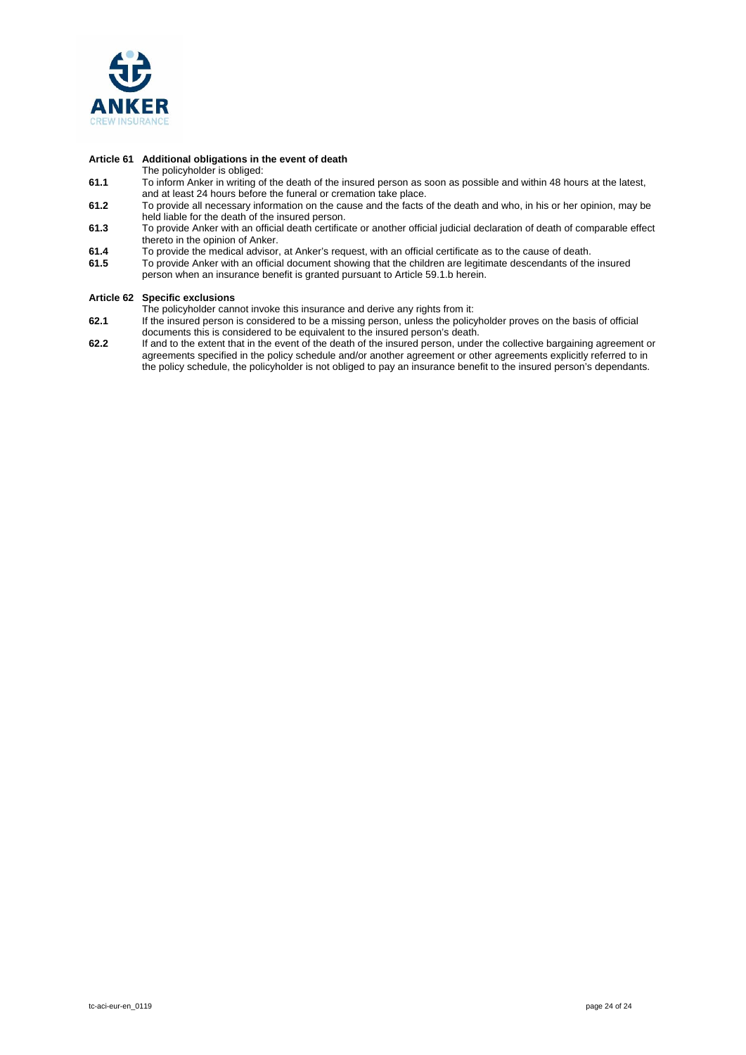**Article 61 Additional obligations in the event of death**

The policyholder is obliged:

**61.1** To inform Anker in writing of the death of the insured person as soon as possible and within 48 hours at the latest, and at least 24 hours before the funeral or cremation take place.

**61.2** To provide all necessary information on the cause and the facts of the death and who, in his or her opinion, may be held liable for the death of the insured person.

**61.3** To provide Anker with an official death certificate or another official judicial declaration of death of comparable effect thereto in the opinion of Anker.

**61.4** To provide the medical advisor, at Anker's request, with an official certificate as to the cause of death.

**61.5** To provide Anker with an official document showing that the children are legitimate descendants of the insured person when an insurance benefit is granted pursuant to Article 59.1.b herein.

**Article 62 Specific exclusions**

The policyholder cannot invoke this insurance and derive any rights from it:

**62.1** If the insured person is considered to be a missing person, unless the policyholder proves on the basis of official documents this is considered to be equivalent to the insured person's death.

**62.2** If and to the extent that in the event of the death of the insured person, under the collective bargaining agreement or agreements specified in the policy schedule and/or another agreement or other agreements explicitly referred to in the policy schedule, the policyholder is not obliged to pay an insurance benefit to the insured person's dependants.